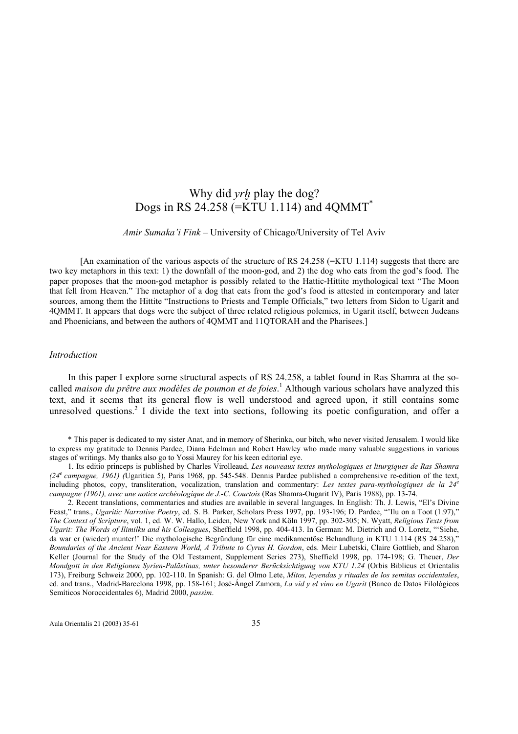# Why did *yrḫ* play the dog?
## Dogs in RS 24.258 (=KTU 1.114) and 4QMMT*

*Amir Sumaka'i Fink* – University of Chicago/University of Tel Aviv

[An examination of the various aspects of the structure of RS 24.258 (=KTU 1.114) suggests that there are two key metaphors in this text: 1) the downfall of the moon-god, and 2) the dog who eats from the god's food. The paper proposes that the moon-god metaphor is possibly related to the Hattic-Hittite mythological text "The Moon that fell from Heaven." The metaphor of a dog that eats from the god's food is attested in contemporary and later sources, among them the Hittite "Instructions to Priests and Temple Officials," two letters from Sidon to Ugarit and 4QMMT. It appears that dogs were the subject of three related religious polemics, in Ugarit itself, between Judeans and Phoenicians, and between the authors of 4QMMT and 11QTORAH and the Pharisees.]

### *Introduction*

In this paper I explore some structural aspects of RS 24.258, a tablet found in Ras Shamra at the so-called *maison du prêtre aux modèles de poumon et de foies*.[1] Although various scholars have analyzed this text, and it seems that its general flow is well understood and agreed upon, it still contains some unresolved questions.[2] I divide the text into sections, following its poetic configuration, and offer a

\* This paper is dedicated to my sister Anat, and in memory of Sherinka, our bitch, who never visited Jerusalem. I would like to express my gratitude to Dennis Pardee, Diana Edelman and Robert Hawley who made many valuable suggestions in various stages of writings. My thanks also go to Yossi Maurey for his keen editorial eye.

1. Its editio princeps is published by Charles Virolleaud, *Les nouveaux textes mythologiques et liturgiques de Ras Shamra (24^e campagne, 1961) (*Ugaritica 5), Paris 1968, pp. 545-548. Dennis Pardee published a comprehensive re-edition of the text, including photos, copy, transliteration, vocalization, translation and commentary: *Les textes para-mythologiques de la 24^e campagne (1961), avec une notice archéologique de J.-C. Courtois* (Ras Shamra-Ougarit IV), Paris 1988), pp. 13-74.

2. Recent translations, commentaries and studies are available in several languages. In English: Th. J. Lewis, "El's Divine Feast," trans., *Ugaritic Narrative Poetry*, ed. S. B. Parker, Scholars Press 1997, pp. 193-196; D. Pardee, "'Ilu on a Toot (1.97)," *The Context of Scripture*, vol. 1, ed. W. W. Hallo, Leiden, New York and Köln 1997, pp. 302-305; N. Wyatt, *Religious Texts from Ugarit: The Words of Ilimilku and his Colleagues*, Sheffield 1998, pp. 404-413. In German: M. Dietrich and O. Loretz, "'Siehe, da war er (wieder) munter!' Die mythologische Begründung für eine medikamentöse Behandlung in KTU 1.114 (RS 24.258)," *Boundaries of the Ancient Near Eastern World, A Tribute to Cyrus H. Gordon*, eds. Meir Lubetski, Claire Gottlieb, and Sharon Keller (Journal for the Study of the Old Testament, Supplement Series 273), Sheffield 1998, pp. 174-198; G. Theuer, *Der Mondgott in den Religionen Syrien-Palästinas, unter besonderer Berücksichtigung von KTU 1.24* (Orbis Biblicus et Orientalis 173), Freiburg Schweiz 2000, pp. 102-110. In Spanish: G. del Olmo Lete, *Mitos, leyendas y rituales de los semitas occidentales*, ed. and trans., Madrid-Barcelona 1998, pp. 158-161; José-Ángel Zamora, *La vid y el vino en Ugarit* (Banco de Datos Filológicos Semíticos Noroccidentales 6), Madrid 2000, *passim*.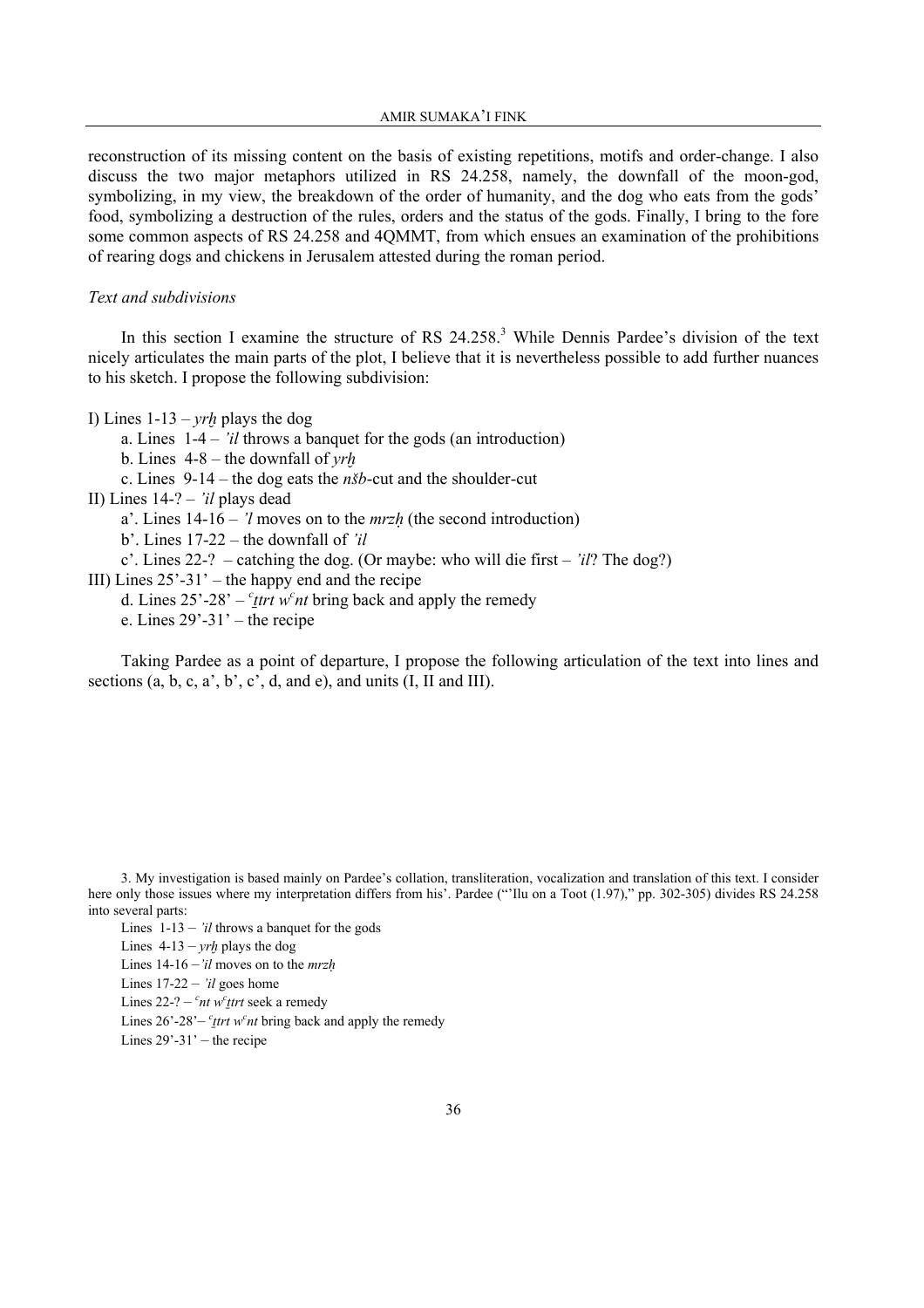reconstruction of its missing content on the basis of existing repetitions, motifs and order-change. I also discuss the two major metaphors utilized in RS 24.258, namely, the downfall of the moon-god, symbolizing, in my view, the breakdown of the order of humanity, and the dog who eats from the gods' food, symbolizing a destruction of the rules, orders and the status of the gods. Finally, I bring to the fore some common aspects of RS 24.258 and 4QMMT, from which ensues an examination of the prohibitions of rearing dogs and chickens in Jerusalem attested during the roman period.

*Text and subdivisions*

In this section I examine the structure of RS 24.258.[3] While Dennis Pardee's division of the text nicely articulates the main parts of the plot, I believe that it is nevertheless possible to add further nuances to his sketch. I propose the following subdivision:

I) Lines 1-13 – *yrḫ* plays the dog
- a. Lines 1-4 – *'il* throws a banquet for the gods (an introduction)
- b. Lines 4-8 – the downfall of *yrḫ*
- c. Lines 9-14 – the dog eats the *nšb*-cut and the shoulder-cut

II) Lines 14-? – *'il* plays dead
- a'. Lines 14-16 – *'l* moves on to the *mrzḥ* (the second introduction)
- b'. Lines 17-22 – the downfall of *'il*
- c'. Lines 22-? – catching the dog. (Or maybe: who will die first – *'il*? The dog?)

III) Lines 25'-31' – the happy end and the recipe
- d. Lines 25'-28' – *ʿṯtrt wʿnt* bring back and apply the remedy
- e. Lines 29'-31' – the recipe

Taking Pardee as a point of departure, I propose the following articulation of the text into lines and sections (a, b, c, a', b', c', d, and e), and units (I, II and III).

3. My investigation is based mainly on Pardee's collation, transliteration, vocalization and translation of this text. I consider here only those issues where my interpretation differs from his'. Pardee ("'Ilu on a Toot (1.97)," pp. 302-305) divides RS 24.258 into several parts:

Lines 1-13 – *'il* throws a banquet for the gods

Lines 4-13 – *yrḫ* plays the dog

Lines 14-16 – *'il* moves on to the *mrzḥ*

Lines 17-22 – *'il* goes home

Lines 22-? – *ʿnt wʿṯtrt* seek a remedy

Lines 26'-28'– *ʿṯtrt wʿnt* bring back and apply the remedy

Lines 29'-31' – the recipe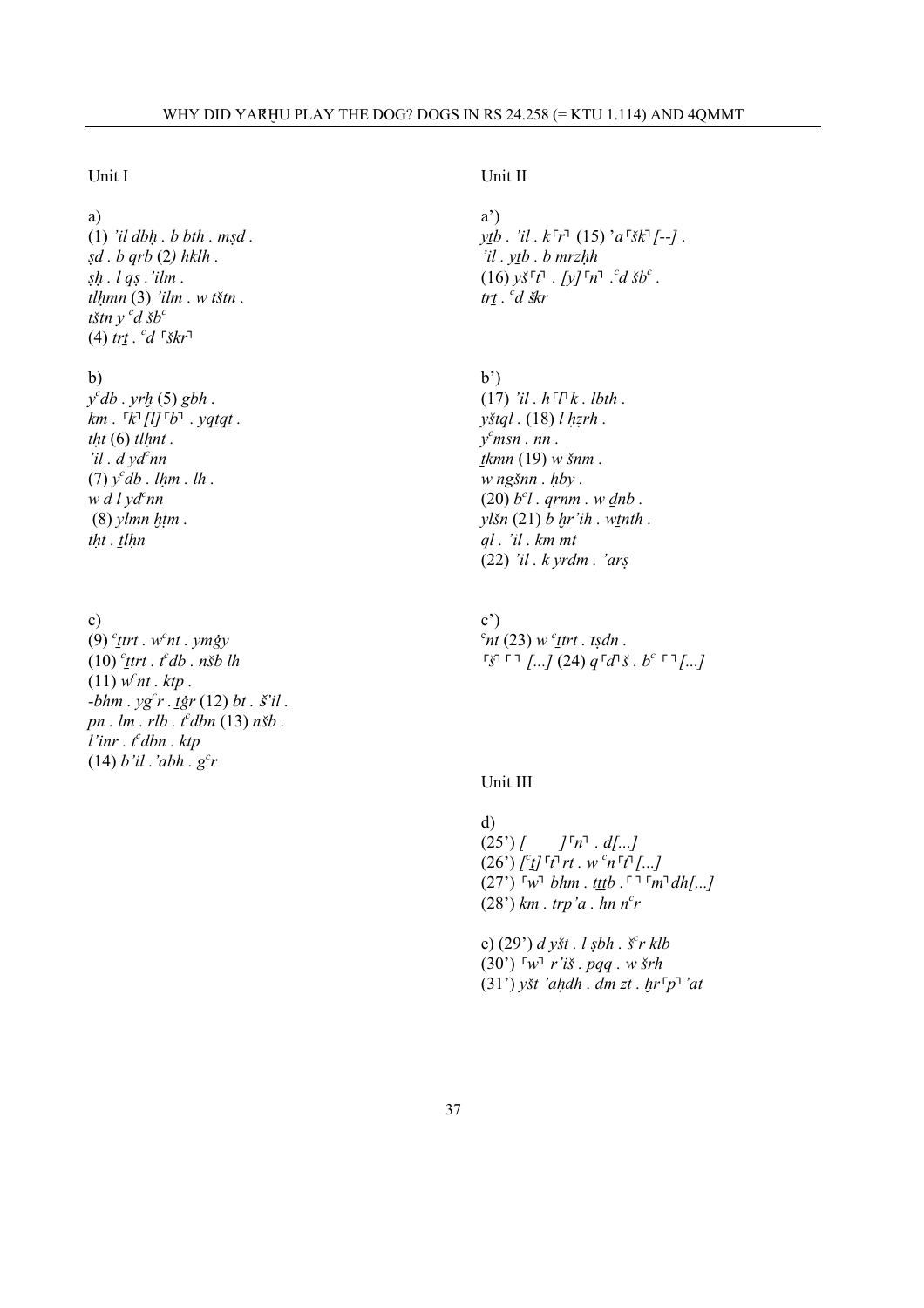Unit I

a)
(1) *'il dbḥ . b bth . mṣd .*
*ṣd . b qrb* (2) *hklh .*
*ṣḥ . l qṣ . 'ilm .*
*tlḥmn* (3) *'ilm . w tštn .*
*tštn y ᶜd šbᶜ*
(4) *trṯ . ᶜd ⌜škr⌝*

b)
*yᶜdb . yrḫ* (5) *gbh .*
*km . ⌜k⌝ [l] ⌜b⌝ . yqṯqṯ .*
*tḥt* (6) *ṯlḥnt .*
*'il . d ydᶜnn*
(7) *yᶜdb . lḥm . lh .*
*w d l ydᶜnn*
(8) *ylmn ḥṭm .*
*tḥt . ṯlḥn*

c)
(9) *ᶜṯtrt . wᶜnt . ymġy*
(10) *ᶜṯtrt . tᶜdb . nšb lh*
(11) *wᶜnt . ktp .*
*-bhm . ygᶜr . ṯġr* (12) *bt . š'il .*
*pn . lm . rlb . tᶜdbn* (13) *nšb .*
*l'inr . tᶜdbn . ktp*
(14) *b'il . 'abh . gᶜr*

Unit II

a')
*yṯb . 'il . k⌜r⌝* (15) *'a⌜šk⌝[--] .*
*'il . yṯb . b mrzḥh*
(16) *yš⌜t⌝ . [y]⌜n⌝ . ᶜd šbᶜ .*
*trṯ . ᶜd škr*

b')
(17) *'il . h⌜l⌝k . lbth .*
*yštql .* (18) *l ḥẓrh .*
*yᶜmsn . nn .*
*ṯkmn* (19) *w šnm .*
*w ngšnn . ḥby .*
(20) *bᶜl . qrnm . w ḏnb .*
*ylšn* (21) *b ḫr'ih . wṯnth .*
*ql . 'il . km mt*
(22) *'il . k yrdm . 'arṣ*

c')
*ᶜnt* (23) *w ᶜṯtrt . tṣdn .*
*⌜š⌝ ⌜ ⌝ [...]* (24) *q⌜d⌝š . bᶜ ⌜ ⌝ [...]*

Unit III

d)
(25') *[ ] ⌜n⌝ . d[...]*
(26') *[ᶜṯ] ⌜t⌝rt . w ᶜn⌜t⌝ [...]*
(27') *⌜w⌝ bhm . ṯṯṯb . ⌜ ⌝ ⌜m⌝dh[...]*
(28') *km . trp'a . hn nᶜr*

e) (29') *d yšt . l ṣbh . šᶜr klb*
(30') *⌜w⌝ r'iš . pqq . w šrh*
(31') *yšt 'aḥdh . dm zt . ḫr⌜p⌝'at*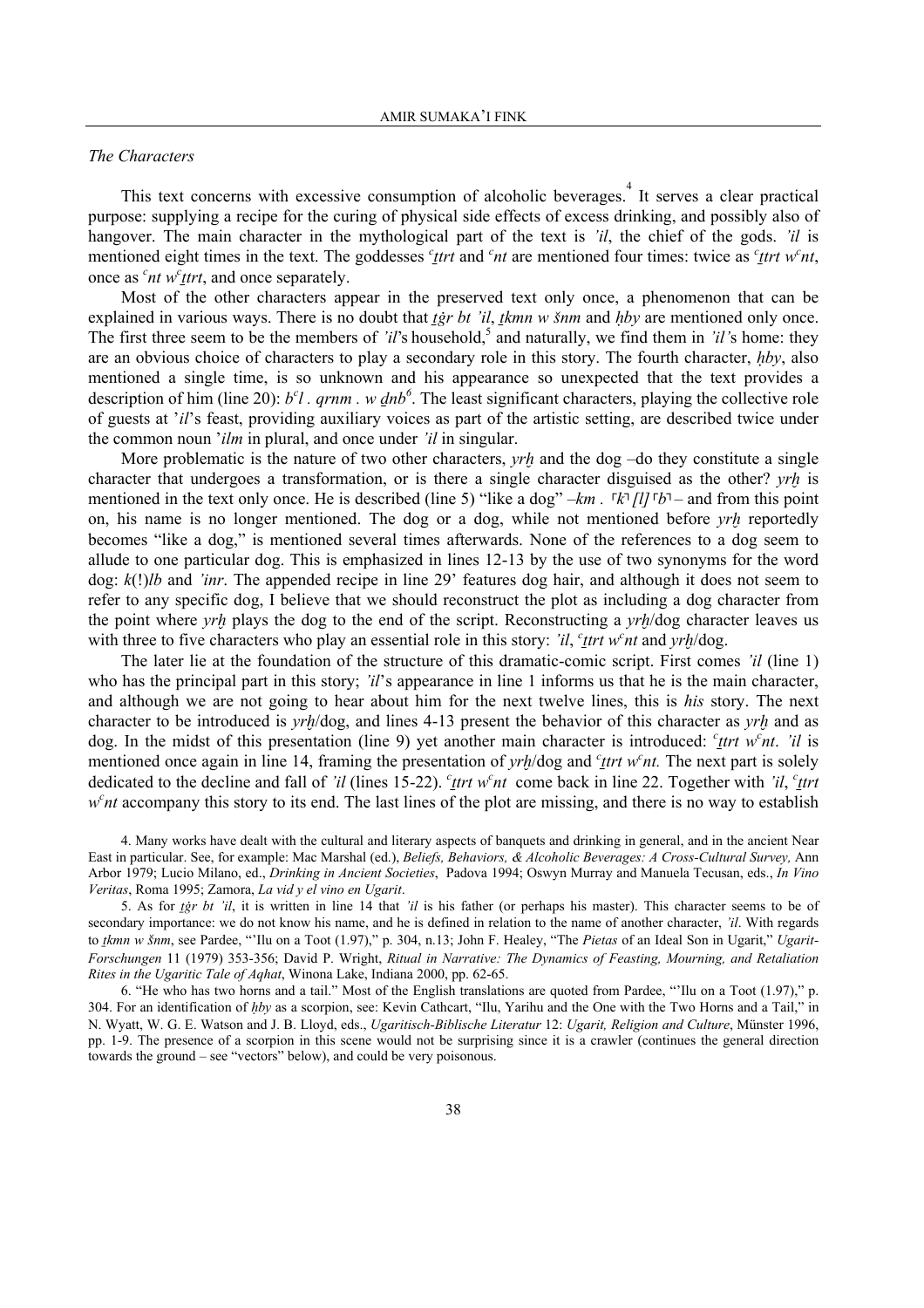*The Characters*

This text concerns with excessive consumption of alcoholic beverages.[4] It serves a clear practical purpose: supplying a recipe for the curing of physical side effects of excess drinking, and possibly also of hangover. The main character in the mythological part of the text is *'il*, the chief of the gods. *'il* is mentioned eight times in the text. The goddesses *ʿṯtrt* and *ʿnt* are mentioned four times: twice as *ʿṯtrt wʿnt*, once as *ʿnt wʿṯtrt*, and once separately.

Most of the other characters appear in the preserved text only once, a phenomenon that can be explained in various ways. There is no doubt that *ṯġr bt 'il*, *ṯkmn w šnm* and *ḥby* are mentioned only once. The first three seem to be the members of *'il*'s household,[5] and naturally, we find them in *'il'*s home: they are an obvious choice of characters to play a secondary role in this story. The fourth character, *ḥby*, also mentioned a single time, is so unknown and his appearance so unexpected that the text provides a description of him (line 20): *bʿl . qrnm . w ḏnb*[6]. The least significant characters, playing the collective role of guests at '*il*'s feast, providing auxiliary voices as part of the artistic setting, are described twice under the common noun '*ilm* in plural, and once under *'il* in singular.

More problematic is the nature of two other characters, *yrḫ* and the dog –do they constitute a single character that undergoes a transformation, or is there a single character disguised as the other? *yrḫ* is mentioned in the text only once. He is described (line 5) "like a dog" –*km .* ⸢*k*⸣ *[l]* ⸢*b*⸣ – and from this point on, his name is no longer mentioned. The dog or a dog, while not mentioned before *yrḫ* reportedly becomes "like a dog," is mentioned several times afterwards. None of the references to a dog seem to allude to one particular dog. This is emphasized in lines 12-13 by the use of two synonyms for the word dog: *k*(!)*lb* and *'inr*. The appended recipe in line 29' features dog hair, and although it does not seem to refer to any specific dog, I believe that we should reconstruct the plot as including a dog character from the point where *yrḫ* plays the dog to the end of the script. Reconstructing a *yrḫ*/dog character leaves us with three to five characters who play an essential role in this story: *'il*, *ʿṯtrt wʿnt* and *yrḫ*/dog.

The later lie at the foundation of the structure of this dramatic-comic script. First comes *'il* (line 1) who has the principal part in this story; *'il*'s appearance in line 1 informs us that he is the main character, and although we are not going to hear about him for the next twelve lines, this is *his* story. The next character to be introduced is *yrḫ*/dog, and lines 4-13 present the behavior of this character as *yrḫ* and as dog. In the midst of this presentation (line 9) yet another main character is introduced: *ʿṯtrt wʿnt*. *'il* is mentioned once again in line 14, framing the presentation of *yrḫ*/dog and *ʿṯtrt wʿnt.* The next part is solely dedicated to the decline and fall of *'il* (lines 15-22). *ʿṯtrt wʿnt* come back in line 22. Together with *'il*, *ʿṯtrt wʿnt* accompany this story to its end. The last lines of the plot are missing, and there is no way to establish

4. Many works have dealt with the cultural and literary aspects of banquets and drinking in general, and in the ancient Near East in particular. See, for example: Mac Marshal (ed.), *Beliefs, Behaviors, & Alcoholic Beverages: A Cross-Cultural Survey,* Ann Arbor 1979; Lucio Milano, ed., *Drinking in Ancient Societies*, Padova 1994; Oswyn Murray and Manuela Tecusan, eds., *In Vino Veritas*, Roma 1995; Zamora, *La vid y el vino en Ugarit*.

5. As for *ṯġr bt 'il*, it is written in line 14 that *'il* is his father (or perhaps his master). This character seems to be of secondary importance: we do not know his name, and he is defined in relation to the name of another character, *'il*. With regards to *ṯkmn w šnm*, see Pardee, "'Ilu on a Toot (1.97)," p. 304, n.13; John F. Healey, "The *Pietas* of an Ideal Son in Ugarit," *Ugarit-Forschungen* 11 (1979) 353-356; David P. Wright, *Ritual in Narrative: The Dynamics of Feasting, Mourning, and Retaliation Rites in the Ugaritic Tale of Aqhat*, Winona Lake, Indiana 2000, pp. 62-65.

6. "He who has two horns and a tail." Most of the English translations are quoted from Pardee, "'Ilu on a Toot (1.97)," p. 304. For an identification of *ḥby* as a scorpion, see: Kevin Cathcart, "Ilu, Yarihu and the One with the Two Horns and a Tail," in N. Wyatt, W. G. E. Watson and J. B. Lloyd, eds., *Ugaritisch-Biblische Literatur* 12: *Ugarit, Religion and Culture*, Münster 1996, pp. 1-9. The presence of a scorpion in this scene would not be surprising since it is a crawler (continues the general direction towards the ground – see "vectors" below), and could be very poisonous.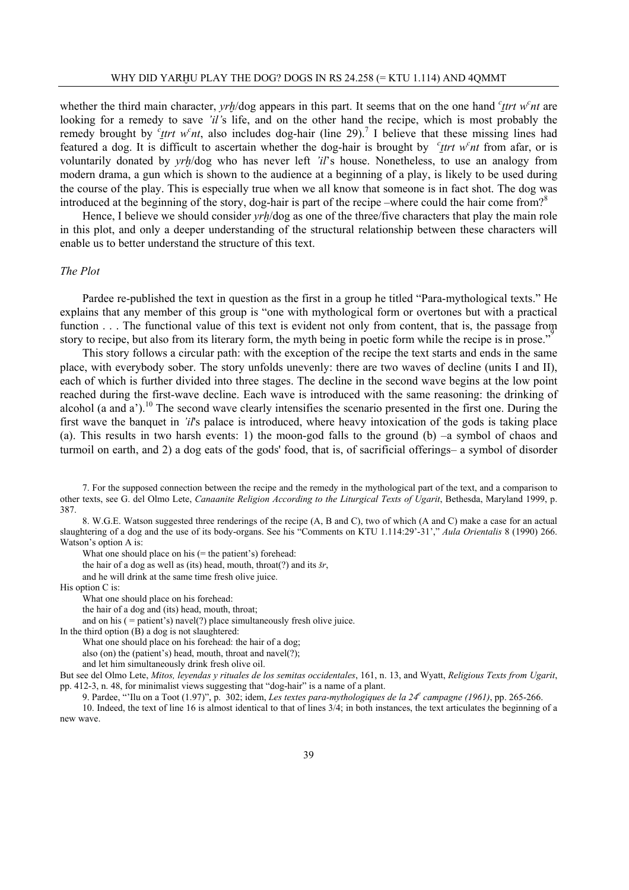whether the third main character, *yrḫ*/dog appears in this part. It seems that on the one hand *ᶜṯtrt wᶜnt* are looking for a remedy to save *ʾil*'s life, and on the other hand the recipe, which is most probably the remedy brought by *ᶜṯtrt wᶜnt*, also includes dog-hair (line 29).[7] I believe that these missing lines had featured a dog. It is difficult to ascertain whether the dog-hair is brought by *ᶜṯtrt wᶜnt* from afar, or is voluntarily donated by *yrḫ*/dog who has never left *ʾil*'s house. Nonetheless, to use an analogy from modern drama, a gun which is shown to the audience at a beginning of a play, is likely to be used during the course of the play. This is especially true when we all know that someone is in fact shot. The dog was introduced at the beginning of the story, dog-hair is part of the recipe –where could the hair come from?[8]

Hence, I believe we should consider *yrḫ*/dog as one of the three/five characters that play the main role in this plot, and only a deeper understanding of the structural relationship between these characters will enable us to better understand the structure of this text.

*The Plot*

Pardee re-published the text in question as the first in a group he titled "Para-mythological texts." He explains that any member of this group is "one with mythological form or overtones but with a practical function . . . The functional value of this text is evident not only from content, that is, the passage from story to recipe, but also from its literary form, the myth being in poetic form while the recipe is in prose."[9]

This story follows a circular path: with the exception of the recipe the text starts and ends in the same place, with everybody sober. The story unfolds unevenly: there are two waves of decline (units I and II), each of which is further divided into three stages. The decline in the second wave begins at the low point reached during the first-wave decline. Each wave is introduced with the same reasoning: the drinking of alcohol (a and a').[10] The second wave clearly intensifies the scenario presented in the first one. During the first wave the banquet in *ʾil*'s palace is introduced, where heavy intoxication of the gods is taking place (a). This results in two harsh events: 1) the moon-god falls to the ground (b) –a symbol of chaos and turmoil on earth, and 2) a dog eats of the gods' food, that is, of sacrificial offerings– a symbol of disorder

---

7. For the supposed connection between the recipe and the remedy in the mythological part of the text, and a comparison to other texts, see G. del Olmo Lete, *Canaanite Religion According to the Liturgical Texts of Ugarit*, Bethesda, Maryland 1999, p. 387.

8. W.G.E. Watson suggested three renderings of the recipe (A, B and C), two of which (A and C) make a case for an actual slaughtering of a dog and the use of its body-organs. See his "Comments on KTU 1.114:29'-31'," *Aula Orientalis* 8 (1990) 266. Watson's option A is:

> What one should place on his (= the patient's) forehead:
> the hair of a dog as well as (its) head, mouth, throat(?) and its *šr*,
> and he will drink at the same time fresh olive juice.

His option C is:

> What one should place on his forehead:
> the hair of a dog and (its) head, mouth, throat;
> and on his ( = patient's) navel(?) place simultaneously fresh olive juice.

In the third option (B) a dog is not slaughtered:

> What one should place on his forehead: the hair of a dog;
> also (on) the (patient's) head, mouth, throat and navel(?);
> and let him simultaneously drink fresh olive oil.

But see del Olmo Lete, *Mitos, leyendas y rituales de los semitas occidentales*, 161, n. 13, and Wyatt, *Religious Texts from Ugarit*, pp. 412-3, n. 48, for minimalist views suggesting that "dog-hair" is a name of a plant.

9. Pardee, "'Ilu on a Toot (1.97)", p. 302; idem, *Les textes para-mythologiques de la 24ᵉ campagne (1961)*, pp. 265-266.

10. Indeed, the text of line 16 is almost identical to that of lines 3/4; in both instances, the text articulates the beginning of a new wave.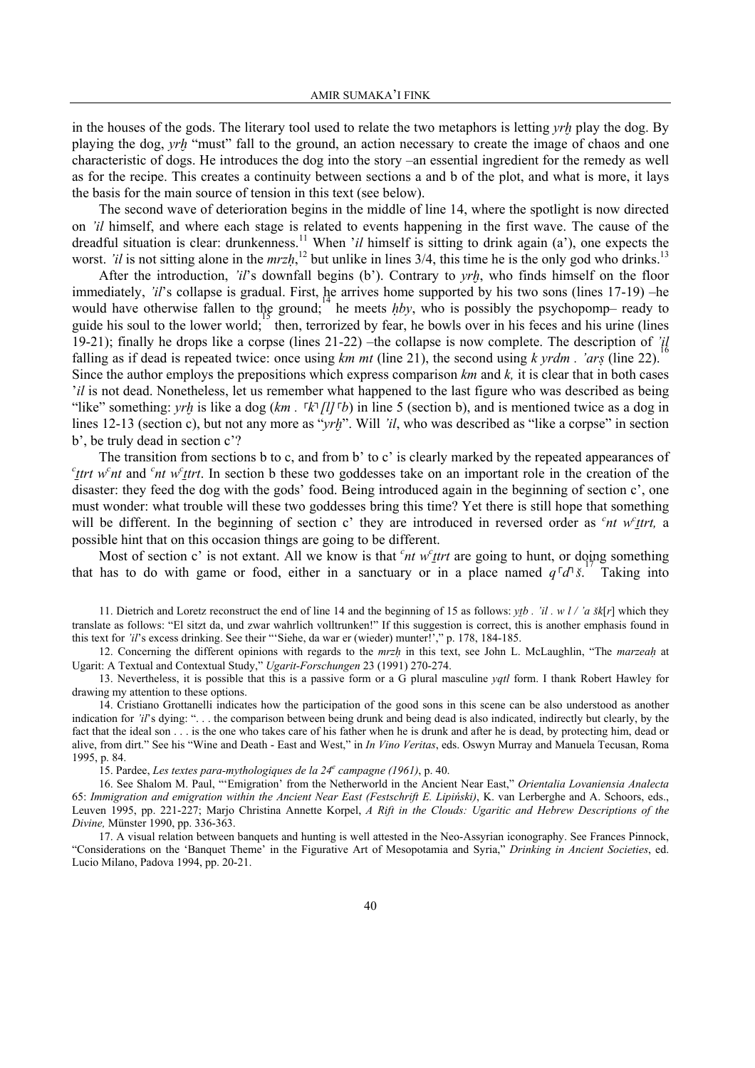in the houses of the gods. The literary tool used to relate the two metaphors is letting *yrḫ* play the dog. By playing the dog, *yrḫ* "must" fall to the ground, an action necessary to create the image of chaos and one characteristic of dogs. He introduces the dog into the story –an essential ingredient for the remedy as well as for the recipe. This creates a continuity between sections a and b of the plot, and what is more, it lays the basis for the main source of tension in this text (see below).

The second wave of deterioration begins in the middle of line 14, where the spotlight is now directed on *'il* himself, and where each stage is related to events happening in the first wave. The cause of the dreadful situation is clear: drunkenness.[11] When '*il* himself is sitting to drink again (a'), one expects the worst. *'il* is not sitting alone in the *mrzḥ*,[12] but unlike in lines 3/4, this time he is the only god who drinks.[13]

After the introduction, *'il*'s downfall begins (b'). Contrary to *yrḫ*, who finds himself on the floor immediately, *'il*'s collapse is gradual. First, he arrives home supported by his two sons (lines 17-19) –he would have otherwise fallen to the ground;[14] he meets *ḥby*, who is possibly the psychopomp– ready to guide his soul to the lower world;[15] then, terrorized by fear, he bowls over in his feces and his urine (lines 19-21); finally he drops like a corpse (lines 21-22) –the collapse is now complete. The description of *'il* falling as if dead is repeated twice: once using *km mt* (line 21), the second using *k yrdm . 'arṣ* (line 22).[16] Since the author employs the prepositions which express comparison *km* and *k,* it is clear that in both cases '*il* is not dead. Nonetheless, let us remember what happened to the last figure who was described as being "like" something: *yrḫ* is like a dog (*km .* ⌜*k*⌝*[l]*⌜*b*) in line 5 (section b), and is mentioned twice as a dog in lines 12-13 (section c), but not any more as "*yrḫ*". Will *'il*, who was described as "like a corpse" in section b', be truly dead in section c'?

The transition from sections b to c, and from b' to c' is clearly marked by the repeated appearances of *ᶜṯtrt wᶜnt* and *ᶜnt wᶜṯtrt*. In section b these two goddesses take on an important role in the creation of the disaster: they feed the dog with the gods' food. Being introduced again in the beginning of section c', one must wonder: what trouble will these two goddesses bring this time? Yet there is still hope that something will be different. In the beginning of section c' they are introduced in reversed order as *ᶜnt wᶜṯtrt,* a possible hint that on this occasion things are going to be different.

Most of section c' is not extant. All we know is that *ᶜnt wᶜṯtrt* are going to hunt, or doing something that has to do with game or food, either in a sanctuary or in a place named *q*⌜*d*⌝*š*.[17] Taking into

11. Dietrich and Loretz reconstruct the end of line 14 and the beginning of 15 as follows: *yṯb . 'il . w l / 'a šk*[*r*] which they translate as follows: "El sitzt da, und zwar wahrlich volltrunken!" If this suggestion is correct, this is another emphasis found in this text for *'il*'s excess drinking. See their "'Siehe, da war er (wieder) munter!'," p. 178, 184-185.

12. Concerning the different opinions with regards to the *mrzḥ* in this text, see John L. McLaughlin, "The *marzeaḥ* at Ugarit: A Textual and Contextual Study," *Ugarit-Forschungen* 23 (1991) 270-274.

13. Nevertheless, it is possible that this is a passive form or a G plural masculine *yqtl* form. I thank Robert Hawley for drawing my attention to these options.

14. Cristiano Grottanelli indicates how the participation of the good sons in this scene can be also understood as another indication for *'il*'s dying: ". . . the comparison between being drunk and being dead is also indicated, indirectly but clearly, by the fact that the ideal son . . . is the one who takes care of his father when he is drunk and after he is dead, by protecting him, dead or alive, from dirt." See his "Wine and Death - East and West," in *In Vino Veritas*, eds. Oswyn Murray and Manuela Tecusan, Roma 1995, p. 84.

15. Pardee, *Les textes para-mythologiques de la 24ᵉ campagne (1961)*, p. 40.

16. See Shalom M. Paul, "'Emigration' from the Netherworld in the Ancient Near East," *Orientalia Lovaniensia Analecta* 65: *Immigration and emigration within the Ancient Near East (Festschrift E. Lipiński)*, K. van Lerberghe and A. Schoors, eds., Leuven 1995, pp. 221-227; Marjo Christina Annette Korpel, *A Rift in the Clouds: Ugaritic and Hebrew Descriptions of the Divine,* Münster 1990, pp. 336-363.

17. A visual relation between banquets and hunting is well attested in the Neo-Assyrian iconography. See Frances Pinnock, "Considerations on the 'Banquet Theme' in the Figurative Art of Mesopotamia and Syria," *Drinking in Ancient Societies*, ed. Lucio Milano, Padova 1994, pp. 20-21.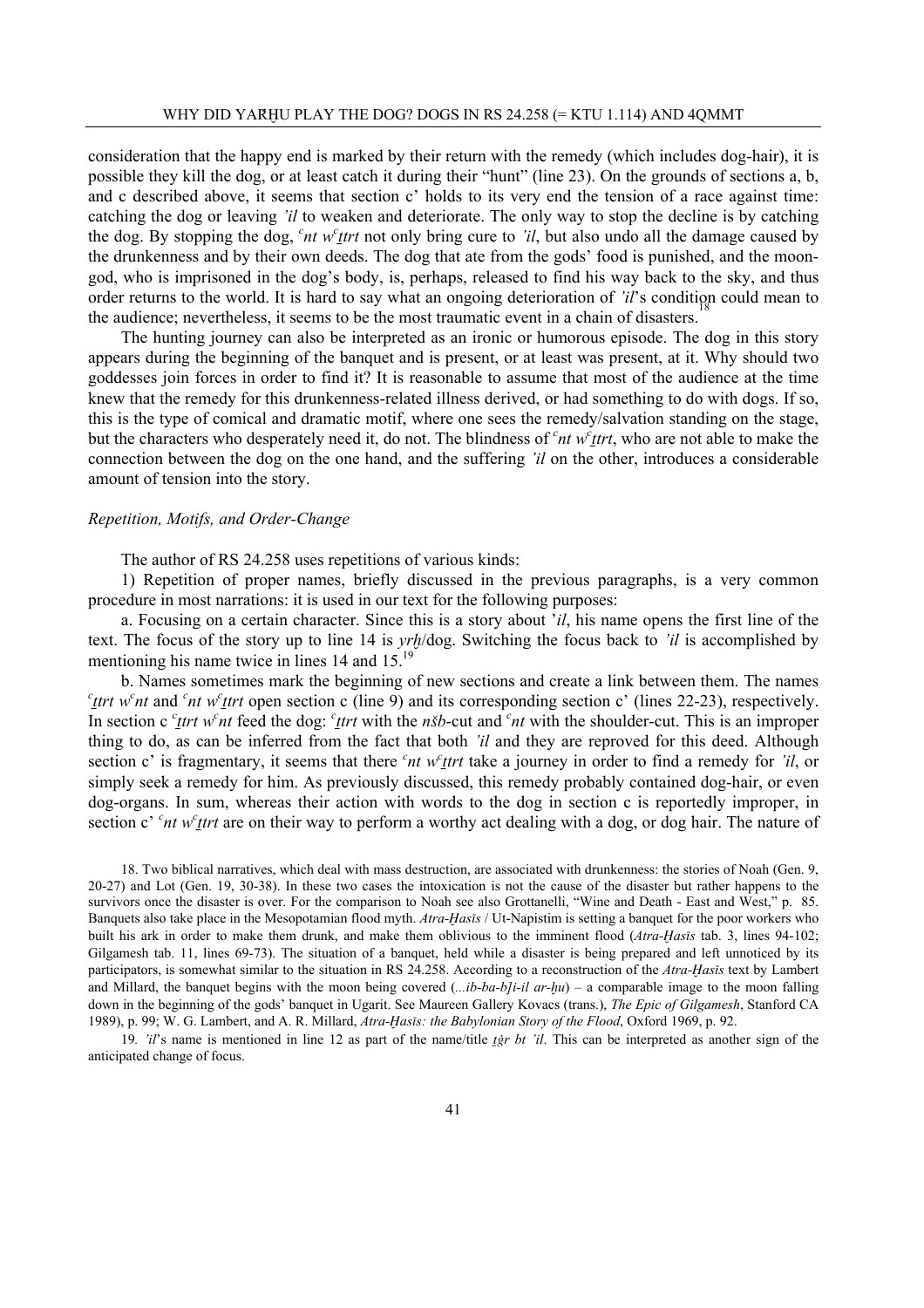consideration that the happy end is marked by their return with the remedy (which includes dog-hair), it is possible they kill the dog, or at least catch it during their "hunt" (line 23). On the grounds of sections a, b, and c described above, it seems that section c' holds to its very end the tension of a race against time: catching the dog or leaving *'il* to weaken and deteriorate. The only way to stop the decline is by catching the dog. By stopping the dog, *ᶜnt wᶜṯtrt* not only bring cure to *'il*, but also undo all the damage caused by the drunkenness and by their own deeds. The dog that ate from the gods' food is punished, and the moon-god, who is imprisoned in the dog's body, is, perhaps, released to find his way back to the sky, and thus order returns to the world. It is hard to say what an ongoing deterioration of *'il*'s condition could mean to the audience; nevertheless, it seems to be the most traumatic event in a chain of disasters.[18]

The hunting journey can also be interpreted as an ironic or humorous episode. The dog in this story appears during the beginning of the banquet and is present, or at least was present, at it. Why should two goddesses join forces in order to find it? It is reasonable to assume that most of the audience at the time knew that the remedy for this drunkenness-related illness derived, or had something to do with dogs. If so, this is the type of comical and dramatic motif, where one sees the remedy/salvation standing on the stage, but the characters who desperately need it, do not. The blindness of *ᶜnt wᶜṯtrt*, who are not able to make the connection between the dog on the one hand, and the suffering *'il* on the other, introduces a considerable amount of tension into the story.

*Repetition, Motifs, and Order-Change*

The author of RS 24.258 uses repetitions of various kinds:

1) Repetition of proper names, briefly discussed in the previous paragraphs, is a very common procedure in most narrations: it is used in our text for the following purposes:

a. Focusing on a certain character. Since this is a story about '*il*, his name opens the first line of the text. The focus of the story up to line 14 is *yrḫ*/dog. Switching the focus back to *'il* is accomplished by mentioning his name twice in lines 14 and 15.[19]

b. Names sometimes mark the beginning of new sections and create a link between them. The names *ᶜṯtrt wᶜnt* and *ᶜnt wᶜṯtrt* open section c (line 9) and its corresponding section c' (lines 22-23), respectively. In section c *ᶜṯtrt wᶜnt* feed the dog: *ᶜṯtrt* with the *nšb*-cut and *ᶜnt* with the shoulder-cut. This is an improper thing to do, as can be inferred from the fact that both *'il* and they are reproved for this deed. Although section c' is fragmentary, it seems that there *ᶜnt wᶜṯtrt* take a journey in order to find a remedy for *'il*, or simply seek a remedy for him. As previously discussed, this remedy probably contained dog-hair, or even dog-organs. In sum, whereas their action with words to the dog in section c is reportedly improper, in section c' *ᶜnt wᶜṯtrt* are on their way to perform a worthy act dealing with a dog, or dog hair. The nature of

18. Two biblical narratives, which deal with mass destruction, are associated with drunkenness: the stories of Noah (Gen. 9, 20-27) and Lot (Gen. 19, 30-38). In these two cases the intoxication is not the cause of the disaster but rather happens to the survivors once the disaster is over. For the comparison to Noah see also Grottanelli, "Wine and Death - East and West," p. 85. Banquets also take place in the Mesopotamian flood myth. *Atra-Ḫasīs* / Ut-Napistim is setting a banquet for the poor workers who built his ark in order to make them drunk, and make them oblivious to the imminent flood (*Atra-Ḫasīs* tab. 3, lines 94-102; Gilgamesh tab. 11, lines 69-73). The situation of a banquet, held while a disaster is being prepared and left unnoticed by its participators, is somewhat similar to the situation in RS 24.258. According to a reconstruction of the *Atra-Ḫasīs* text by Lambert and Millard, the banquet begins with the moon being covered (*...ib-ba-b]i-il ar-ḫu*) – a comparable image to the moon falling down in the beginning of the gods' banquet in Ugarit. See Maureen Gallery Kovacs (trans.), *The Epic of Gilgamesh*, Stanford CA 1989), p. 99; W. G. Lambert, and A. R. Millard, *Atra-Ḫasīs: the Babylonian Story of the Flood*, Oxford 1969, p. 92.

19. *'il*'s name is mentioned in line 12 as part of the name/title *ṯġr bt 'il*. This can be interpreted as another sign of the anticipated change of focus.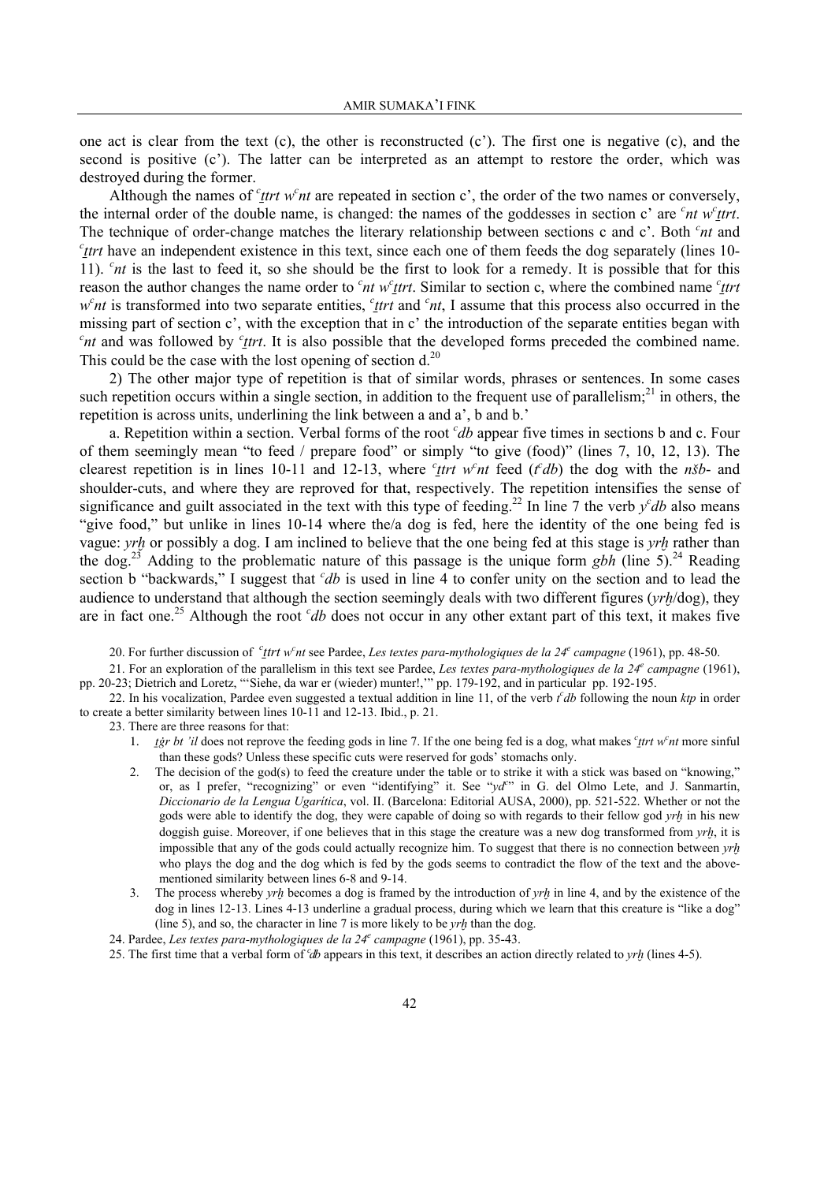one act is clear from the text (c), the other is reconstructed (c'). The first one is negative (c), and the second is positive (c'). The latter can be interpreted as an attempt to restore the order, which was destroyed during the former.

Although the names of *ᶜṯtrt wᶜnt* are repeated in section c', the order of the two names or conversely, the internal order of the double name, is changed: the names of the goddesses in section c' are *ᶜnt wᶜṯtrt*. The technique of order-change matches the literary relationship between sections c and c'. Both *ᶜnt* and *ᶜṯtrt* have an independent existence in this text, since each one of them feeds the dog separately (lines 10-11). *ᶜnt* is the last to feed it, so she should be the first to look for a remedy. It is possible that for this reason the author changes the name order to *ᶜnt wᶜṯtrt*. Similar to section c, where the combined name *ᶜṯtrt wᶜnt* is transformed into two separate entities, *ᶜṯtrt* and *ᶜnt*, I assume that this process also occurred in the missing part of section c', with the exception that in c' the introduction of the separate entities began with *ᶜnt* and was followed by *ᶜṯtrt*. It is also possible that the developed forms preceded the combined name. This could be the case with the lost opening of section d.[20]

2) The other major type of repetition is that of similar words, phrases or sentences. In some cases such repetition occurs within a single section, in addition to the frequent use of parallelism;[21] in others, the repetition is across units, underlining the link between a and a', b and b.'

a. Repetition within a section. Verbal forms of the root *ᶜdb* appear five times in sections b and c. Four of them seemingly mean "to feed / prepare food" or simply "to give (food)" (lines 7, 10, 12, 13). The clearest repetition is in lines 10-11 and 12-13, where *ᶜṯtrt wᶜnt* feed (*tᶜdb*) the dog with the *nšb-* and shoulder-cuts, and where they are reproved for that, respectively. The repetition intensifies the sense of significance and guilt associated in the text with this type of feeding.[22] In line 7 the verb *yᶜdb* also means "give food," but unlike in lines 10-14 where the/a dog is fed, here the identity of the one being fed is vague: *yrḫ* or possibly a dog. I am inclined to believe that the one being fed at this stage is *yrḫ* rather than the dog.[23] Adding to the problematic nature of this passage is the unique form *gbh* (line 5).[24] Reading section b "backwards," I suggest that *ᶜdb* is used in line 4 to confer unity on the section and to lead the audience to understand that although the section seemingly deals with two different figures (*yrḫ*/dog), they are in fact one.[25] Although the root *ᶜdb* does not occur in any other extant part of this text, it makes five

20. For further discussion of *ᶜṯtrt wᶜnt* see Pardee, *Les textes para-mythologiques de la 24ᵉ campagne* (1961), pp. 48-50.

21. For an exploration of the parallelism in this text see Pardee, *Les textes para-mythologiques de la 24ᵉ campagne* (1961), pp. 20-23; Dietrich and Loretz, "'Siehe, da war er (wieder) munter!,'" pp. 179-192, and in particular pp. 192-195.

22. In his vocalization, Pardee even suggested a textual addition in line 11, of the verb *tᶜdb* following the noun *ktp* in order to create a better similarity between lines 10-11 and 12-13. Ibid., p. 21.

23. There are three reasons for that:

1. *ṯġr bt ʾil* does not reprove the feeding gods in line 7. If the one being fed is a dog, what makes *ᶜṯtrt wᶜnt* more sinful than these gods? Unless these specific cuts were reserved for gods' stomachs only.
2. The decision of the god(s) to feed the creature under the table or to strike it with a stick was based on "knowing," or, as I prefer, "recognizing" or even "identifying" it. See "*ydᶜ*" in G. del Olmo Lete, and J. Sanmartín, *Diccionario de la Lengua Ugarítica*, vol. II. (Barcelona: Editorial AUSA, 2000), pp. 521-522. Whether or not the gods were able to identify the dog, they were capable of doing so with regards to their fellow god *yrḫ* in his new doggish guise. Moreover, if one believes that in this stage the creature was a new dog transformed from *yrḫ*, it is impossible that any of the gods could actually recognize him. To suggest that there is no connection between *yrḫ* who plays the dog and the dog which is fed by the gods seems to contradict the flow of the text and the above-mentioned similarity between lines 6-8 and 9-14.
3. The process whereby *yrḫ* becomes a dog is framed by the introduction of *yrḫ* in line 4, and by the existence of the dog in lines 12-13. Lines 4-13 underline a gradual process, during which we learn that this creature is "like a dog" (line 5), and so, the character in line 7 is more likely to be *yrḫ* than the dog.

24. Pardee, *Les textes para-mythologiques de la 24ᵉ campagne* (1961), pp. 35-43.

25. The first time that a verbal form of *ᶜdb* appears in this text, it describes an action directly related to *yrḫ* (lines 4-5).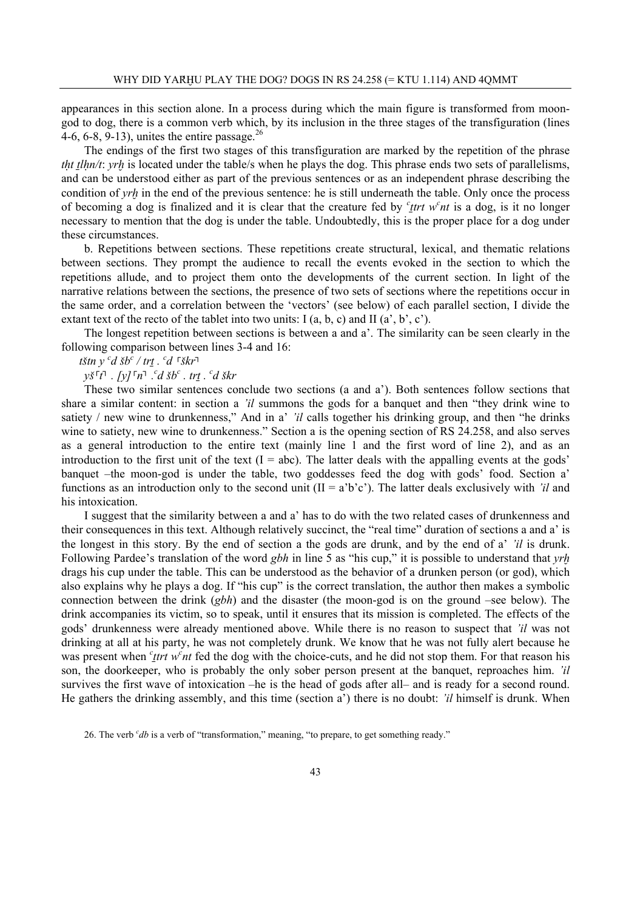appearances in this section alone. In a process during which the main figure is transformed from moon-god to dog, there is a common verb which, by its inclusion in the three stages of the transfiguration (lines 4-6, 6-8, 9-13), unites the entire passage.[26]

The endings of the first two stages of this transfiguration are marked by the repetition of the phrase *tḥt ṯlḥn/t*: *yrḫ* is located under the table/s when he plays the dog. This phrase ends two sets of parallelisms, and can be understood either as part of the previous sentences or as an independent phrase describing the condition of *yrḫ* in the end of the previous sentence: he is still underneath the table. Only once the process of becoming a dog is finalized and it is clear that the creature fed by *ʿṯtrt wʿnt* is a dog, is it no longer necessary to mention that the dog is under the table. Undoubtedly, this is the proper place for a dog under these circumstances.

b. Repetitions between sections. These repetitions create structural, lexical, and thematic relations between sections. They prompt the audience to recall the events evoked in the section to which the repetitions allude, and to project them onto the developments of the current section. In light of the narrative relations between the sections, the presence of two sets of sections where the repetitions occur in the same order, and a correlation between the 'vectors' (see below) of each parallel section, I divide the extant text of the recto of the tablet into two units: I (a, b, c) and II (a', b', c').

The longest repetition between sections is between a and a'. The similarity can be seen clearly in the following comparison between lines 3-4 and 16:

*tštn y ʿd šbʿ / trṯ . ʿd ⸢škr⸣*

*yš⸢t⸣ . [y]⸢n⸣ .ʿd šbʿ . trṯ . ʿd škr*

These two similar sentences conclude two sections (a and a'). Both sentences follow sections that share a similar content: in section a *ʾil* summons the gods for a banquet and then "they drink wine to satiety / new wine to drunkenness," And in a' *ʾil* calls together his drinking group, and then "he drinks wine to satiety, new wine to drunkenness." Section a is the opening section of RS 24.258, and also serves as a general introduction to the entire text (mainly line 1 and the first word of line 2), and as an introduction to the first unit of the text (I = abc). The latter deals with the appalling events at the gods' banquet –the moon-god is under the table, two goddesses feed the dog with gods' food. Section a' functions as an introduction only to the second unit (II = a'b'c'). The latter deals exclusively with *ʾil* and his intoxication.

I suggest that the similarity between a and a' has to do with the two related cases of drunkenness and their consequences in this text. Although relatively succinct, the "real time" duration of sections a and a' is the longest in this story. By the end of section a the gods are drunk, and by the end of a' *ʾil* is drunk. Following Pardee's translation of the word *gbh* in line 5 as "his cup," it is possible to understand that *yrḫ* drags his cup under the table. This can be understood as the behavior of a drunken person (or god), which also explains why he plays a dog. If "his cup" is the correct translation, the author then makes a symbolic connection between the drink (*gbh*) and the disaster (the moon-god is on the ground –see below). The drink accompanies its victim, so to speak, until it ensures that its mission is completed. The effects of the gods' drunkenness were already mentioned above. While there is no reason to suspect that *ʾil* was not drinking at all at his party, he was not completely drunk. We know that he was not fully alert because he was present when *ʿṯtrt wʿnt* fed the dog with the choice-cuts, and he did not stop them. For that reason his son, the doorkeeper, who is probably the only sober person present at the banquet, reproaches him. *ʾil* survives the first wave of intoxication –he is the head of gods after all– and is ready for a second round. He gathers the drinking assembly, and this time (section a') there is no doubt: *ʾil* himself is drunk. When

26. The verb *ʿdb* is a verb of "transformation," meaning, "to prepare, to get something ready."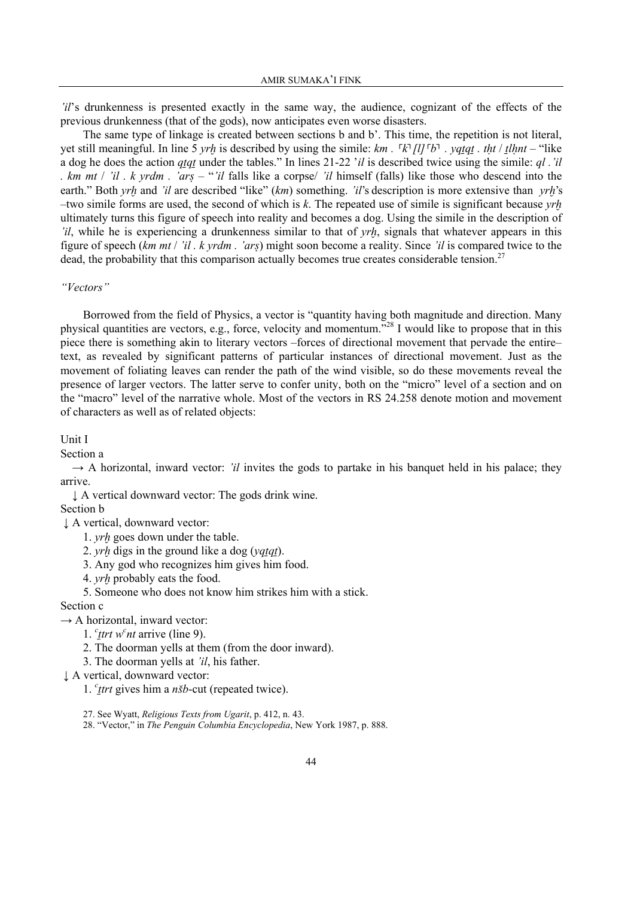*'il*'s drunkenness is presented exactly in the same way, the audience, cognizant of the effects of the previous drunkenness (that of the gods), now anticipates even worse disasters.

The same type of linkage is created between sections b and b'. This time, the repetition is not literal, yet still meaningful. In line 5 *yrḫ* is described by using the simile: *km .* ⌜*k*⌝*[l]*⌜*b*⌝ *. yqṯqṯ . tḥt* / *ṯlḥnt* – "like a dog he does the action *qṯqṯ* under the tables." In lines 21-22 *'il* is described twice using the simile: *ql . 'il . km mt* / *'il . k yrdm . 'arṣ* – "*'il* falls like a corpse/ *'il* himself (falls) like those who descend into the earth." Both *yrḫ* and *'il* are described "like" (*km*) something. *'il*'s description is more extensive than *yrḫ*'s –two simile forms are used, the second of which is *k*. The repeated use of simile is significant because *yrḫ* ultimately turns this figure of speech into reality and becomes a dog. Using the simile in the description of *'il*, while he is experiencing a drunkenness similar to that of *yrḫ*, signals that whatever appears in this figure of speech (*km mt* / *'il . k yrdm . 'arṣ*) might soon become a reality. Since *'il* is compared twice to the dead, the probability that this comparison actually becomes true creates considerable tension.[27]

*"Vectors"*

Borrowed from the field of Physics, a vector is "quantity having both magnitude and direction. Many physical quantities are vectors, e.g., force, velocity and momentum."[28] I would like to propose that in this piece there is something akin to literary vectors –forces of directional movement that pervade the entire– text, as revealed by significant patterns of particular instances of directional movement. Just as the movement of foliating leaves can render the path of the wind visible, so do these movements reveal the presence of larger vectors. The latter serve to confer unity, both on the "micro" level of a section and on the "macro" level of the narrative whole. Most of the vectors in RS 24.258 denote motion and movement of characters as well as of related objects:

Unit I

Section a

→ A horizontal, inward vector: *'il* invites the gods to partake in his banquet held in his palace; they arrive.

↓ A vertical downward vector: The gods drink wine.

Section b

↓ A vertical, downward vector:

1. *yrḫ* goes down under the table.
2. *yrḫ* digs in the ground like a dog (*yqṯqṯ*).
3. Any god who recognizes him gives him food.
4. *yrḫ* probably eats the food.
5. Someone who does not know him strikes him with a stick.

Section c

→ A horizontal, inward vector:

1. *ᶜṯtrt wᶜnt* arrive (line 9).
2. The doorman yells at them (from the door inward).
3. The doorman yells at *'il*, his father.

↓ A vertical, downward vector:

1. *ᶜṯtrt* gives him a *nšb*-cut (repeated twice).

27. See Wyatt, *Religious Texts from Ugarit*, p. 412, n. 43.

28. "Vector," in *The Penguin Columbia Encyclopedia*, New York 1987, p. 888.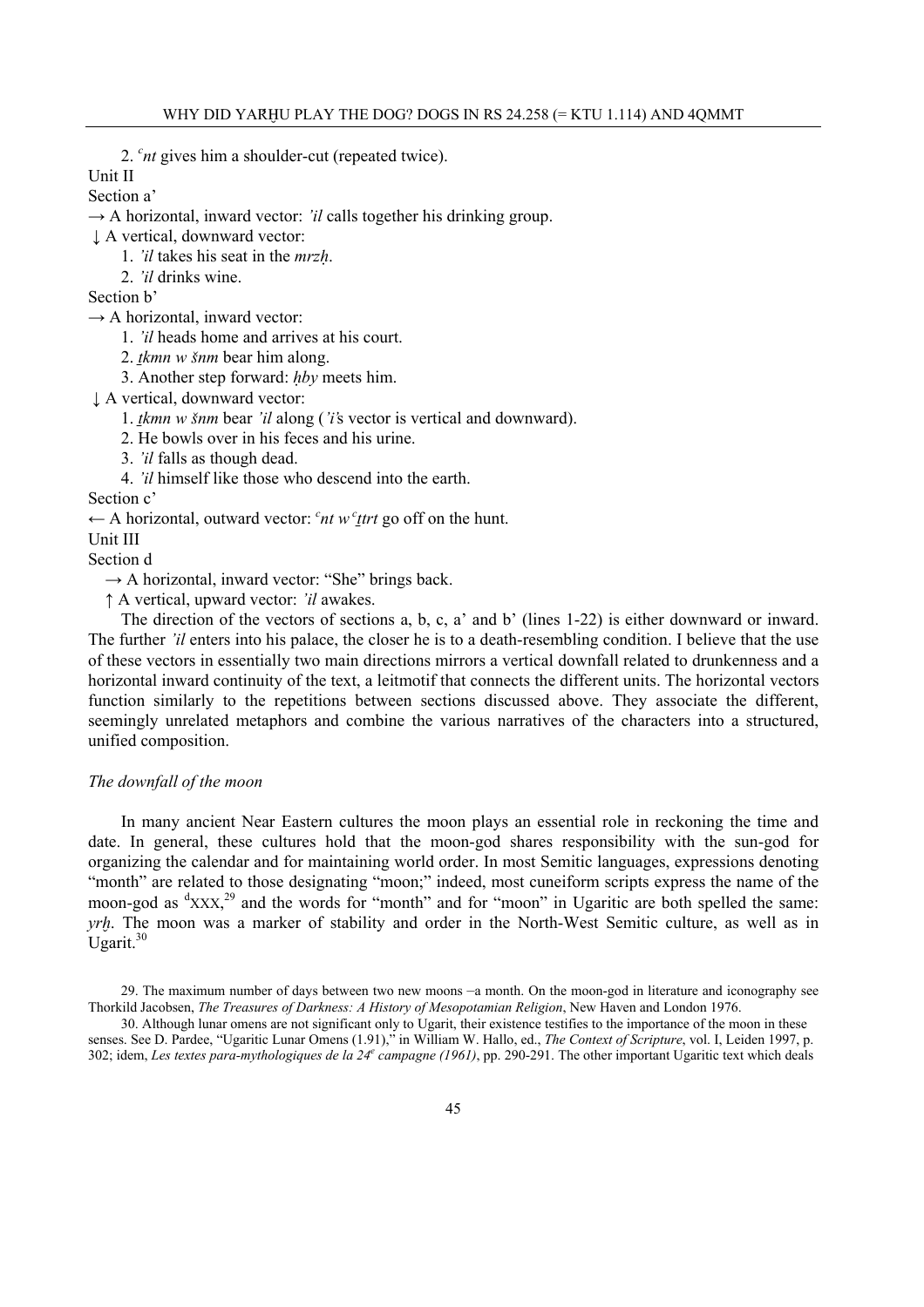2. *ʿnt* gives him a shoulder-cut (repeated twice).

Unit II

Section a'

→ A horizontal, inward vector: *'il* calls together his drinking group.

↓ A vertical, downward vector:

1. *'il* takes his seat in the *mrzḥ*.
2. *'il* drinks wine.

Section b'

→ A horizontal, inward vector:

1. *'il* heads home and arrives at his court.
2. *ṯkmn w šnm* bear him along.
3. Another step forward: *ḥby* meets him.

↓ A vertical, downward vector:

1. *ṯkmn w šnm* bear *'il* along (*'i's* vector is vertical and downward).
2. He bowls over in his feces and his urine.
3. *'il* falls as though dead.
4. *'il* himself like those who descend into the earth.

Section c'

← A horizontal, outward vector: *ʿnt wʿṯtrt* go off on the hunt.

Unit III

Section d

→ A horizontal, inward vector: "She" brings back.

↑ A vertical, upward vector: *'il* awakes.

The direction of the vectors of sections a, b, c, a' and b' (lines 1-22) is either downward or inward. The further *'il* enters into his palace, the closer he is to a death-resembling condition. I believe that the use of these vectors in essentially two main directions mirrors a vertical downfall related to drunkenness and a horizontal inward continuity of the text, a leitmotif that connects the different units. The horizontal vectors function similarly to the repetitions between sections discussed above. They associate the different, seemingly unrelated metaphors and combine the various narratives of the characters into a structured, unified composition.

### *The downfall of the moon*

In many ancient Near Eastern cultures the moon plays an essential role in reckoning the time and date. In general, these cultures hold that the moon-god shares responsibility with the sun-god for organizing the calendar and for maintaining world order. In most Semitic languages, expressions denoting "month" are related to those designating "moon;" indeed, most cuneiform scripts express the name of the moon-god as dXXX,[29] and the words for "month" and for "moon" in Ugaritic are both spelled the same: *yrḫ*. The moon was a marker of stability and order in the North-West Semitic culture, as well as in Ugarit.[30]

29. The maximum number of days between two new moons –a month. On the moon-god in literature and iconography see Thorkild Jacobsen, *The Treasures of Darkness: A History of Mesopotamian Religion*, New Haven and London 1976.

30. Although lunar omens are not significant only to Ugarit, their existence testifies to the importance of the moon in these senses. See D. Pardee, "Ugaritic Lunar Omens (1.91)," in William W. Hallo, ed., *The Context of Scripture*, vol. I, Leiden 1997, p. 302; idem, *Les textes para-mythologiques de la 24e campagne (1961)*, pp. 290-291. The other important Ugaritic text which deals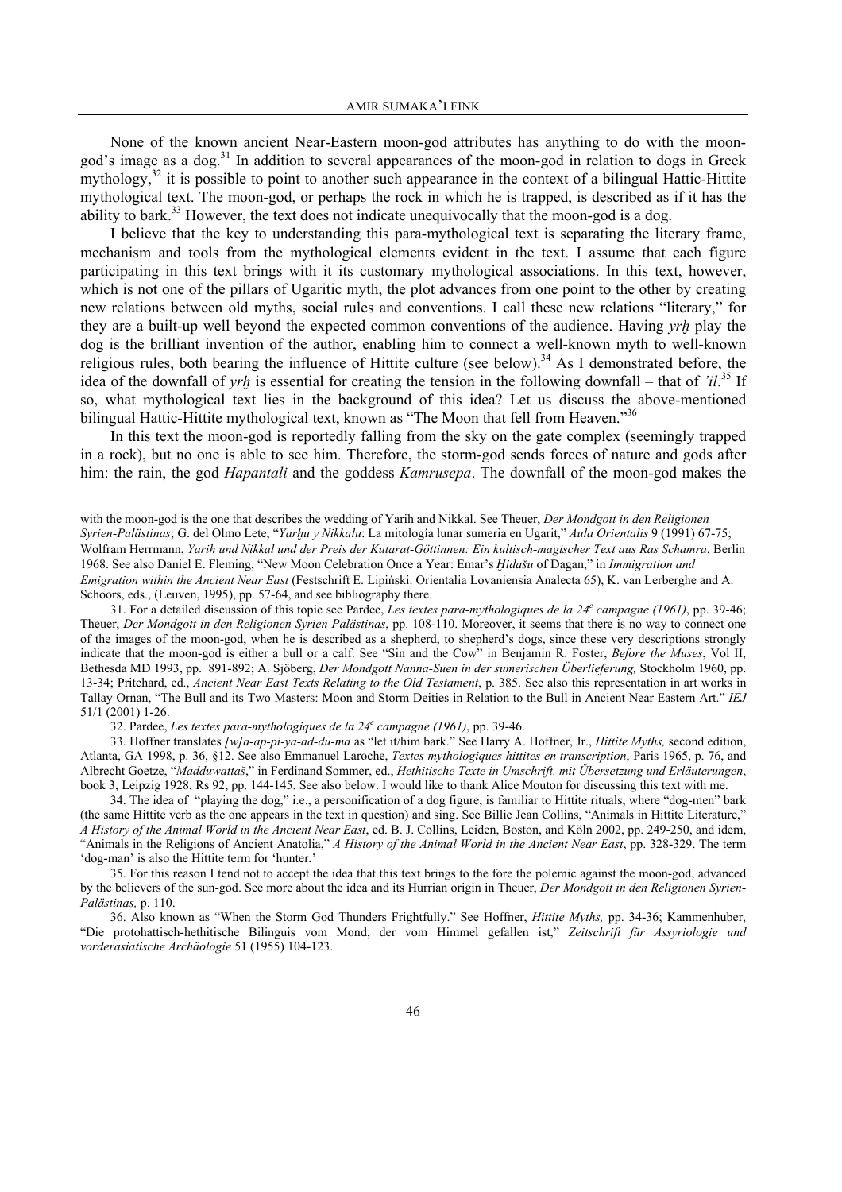None of the known ancient Near-Eastern moon-god attributes has anything to do with the moon-god's image as a dog.[31] In addition to several appearances of the moon-god in relation to dogs in Greek mythology,[32] it is possible to point to another such appearance in the context of a bilingual Hattic-Hittite mythological text. The moon-god, or perhaps the rock in which he is trapped, is described as if it has the ability to bark.[33] However, the text does not indicate unequivocally that the moon-god is a dog.

I believe that the key to understanding this para-mythological text is separating the literary frame, mechanism and tools from the mythological elements evident in the text. I assume that each figure participating in this text brings with it its customary mythological associations. In this text, however, which is not one of the pillars of Ugaritic myth, the plot advances from one point to the other by creating new relations between old myths, social rules and conventions. I call these new relations "literary," for they are a built-up well beyond the expected common conventions of the audience. Having *yrḫ* play the dog is the brilliant invention of the author, enabling him to connect a well-known myth to well-known religious rules, both bearing the influence of Hittite culture (see below).[34] As I demonstrated before, the idea of the downfall of *yrḫ* is essential for creating the tension in the following downfall – that of *'il*.[35] If so, what mythological text lies in the background of this idea? Let us discuss the above-mentioned bilingual Hattic-Hittite mythological text, known as "The Moon that fell from Heaven."[36]

In this text the moon-god is reportedly falling from the sky on the gate complex (seemingly trapped in a rock), but no one is able to see him. Therefore, the storm-god sends forces of nature and gods after him: the rain, the god *Hapantali* and the goddess *Kamrusepa*. The downfall of the moon-god makes the

with the moon-god is the one that describes the wedding of Yarih and Nikkal. See Theuer, *Der Mondgott in den Religionen Syrien-Palästinas*; G. del Olmo Lete, "*Yarḫu y Nikkalu*: La mitología lunar sumeria en Ugarit," *Aula Orientalis* 9 (1991) 67-75; Wolfram Herrmann, *Yarih und Nikkal und der Preis der Kutarat-Göttinnen: Ein kultisch-magischer Text aus Ras Schamra*, Berlin 1968. See also Daniel E. Fleming, "New Moon Celebration Once a Year: Emar's *Ḫidašu* of Dagan," in *Immigration and Emigration within the Ancient Near East* (Festschrift E. Lipiński. Orientalia Lovaniensia Analecta 65), K. van Lerberghe and A. Schoors, eds., (Leuven, 1995), pp. 57-64, and see bibliography there.

31. For a detailed discussion of this topic see Pardee, *Les textes para-mythologiques de la 24e campagne (1961)*, pp. 39-46; Theuer, *Der Mondgott in den Religionen Syrien-Palästinas*, pp. 108-110. Moreover, it seems that there is no way to connect one of the images of the moon-god, when he is described as a shepherd, to shepherd's dogs, since these very descriptions strongly indicate that the moon-god is either a bull or a calf. See "Sin and the Cow" in Benjamin R. Foster, *Before the Muses*, Vol II, Bethesda MD 1993, pp. 891-892; A. Sjöberg, *Der Mondgott Nanna-Suen in der sumerischen Überlieferung,* Stockholm 1960, pp. 13-34; Pritchard, ed., *Ancient Near East Texts Relating to the Old Testament*, p. 385. See also this representation in art works in Tallay Ornan, "The Bull and its Two Masters: Moon and Storm Deities in Relation to the Bull in Ancient Near Eastern Art." *IEJ* 51/1 (2001) 1-26.

32. Pardee, *Les textes para-mythologiques de la 24e campagne (1961)*, pp. 39-46.

33. Hoffner translates *[w]a-ap-pí-ya-ad-du-ma* as "let it/him bark." See Harry A. Hoffner, Jr., *Hittite Myths,* second edition, Atlanta, GA 1998, p. 36, §12. See also Emmanuel Laroche, *Textes mythologiques hittites en transcription*, Paris 1965, p. 76, and Albrecht Goetze, "*Madduwattaš*," in Ferdinand Sommer, ed., *Hethitische Texte in Umschrift, mit Übersetzung und Erläuterungen*, book 3, Leipzig 1928, Rs 92, pp. 144-145. See also below. I would like to thank Alice Mouton for discussing this text with me.

34. The idea of "playing the dog," i.e., a personification of a dog figure, is familiar to Hittite rituals, where "dog-men" bark (the same Hittite verb as the one appears in the text in question) and sing. See Billie Jean Collins, "Animals in Hittite Literature," *A History of the Animal World in the Ancient Near East*, ed. B. J. Collins, Leiden, Boston, and Köln 2002, pp. 249-250, and idem, "Animals in the Religions of Ancient Anatolia," *A History of the Animal World in the Ancient Near East*, pp. 328-329. The term 'dog-man' is also the Hittite term for 'hunter.'

35. For this reason I tend not to accept the idea that this text brings to the fore the polemic against the moon-god, advanced by the believers of the sun-god. See more about the idea and its Hurrian origin in Theuer, *Der Mondgott in den Religionen Syrien-Palästinas,* p. 110.

36. Also known as "When the Storm God Thunders Frightfully." See Hoffner, *Hittite Myths,* pp. 34-36; Kammenhuber, "Die protohattisch-hethitische Bilinguis vom Mond, der vom Himmel gefallen ist," *Zeitschrift für Assyriologie und vorderasiatische Archäologie* 51 (1955) 104-123.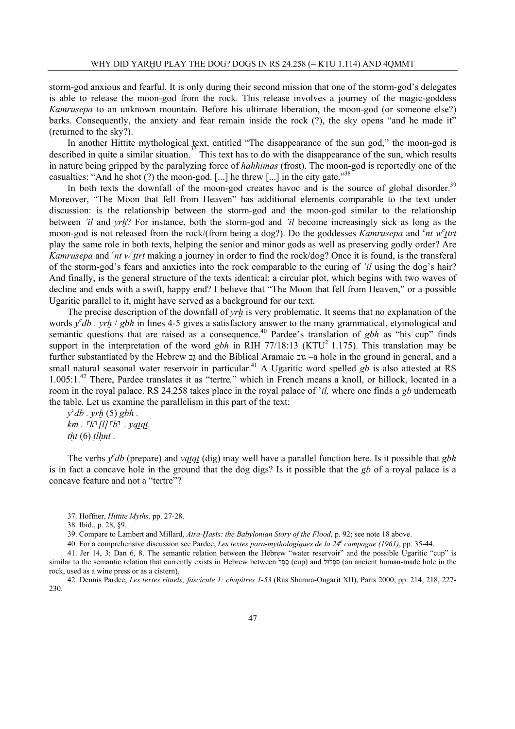storm-god anxious and fearful. It is only during their second mission that one of the storm-god's delegates is able to release the moon-god from the rock. This release involves a journey of the magic-goddess *Kamrusepa* to an unknown mountain. Before his ultimate liberation, the moon-god (or someone else?) barks. Consequently, the anxiety and fear remain inside the rock (?), the sky opens "and he made it" (returned to the sky?).

In another Hittite mythological text, entitled "The disappearance of the sun god," the moon-god is described in quite a similar situation.[37] This text has to do with the disappearance of the sun, which results in nature being gripped by the paralyzing force of *hahhimas* (frost). The moon-god is reportedly one of the casualties: "And he shot (?) the moon-god. [...] he threw [...] in the city gate."[38]

In both texts the downfall of the moon-god creates havoc and is the source of global disorder.[39] Moreover, "The Moon that fell from Heaven" has additional elements comparable to the text under discussion: is the relationship between the storm-god and the moon-god similar to the relationship between *'il* and *yrḫ*? For instance, both the storm-god and *'il* become increasingly sick as long as the moon-god is not released from the rock/(from being a dog?). Do the goddesses *Kamrusepa* and *ᶜnt wᶜṯtrt* play the same role in both texts, helping the senior and minor gods as well as preserving godly order? Are *Kamrusepa* and *ᶜnt wᶜṯtrt* making a journey in order to find the rock/dog? Once it is found, is the transferal of the storm-god's fears and anxieties into the rock comparable to the curing of *'il* using the dog's hair? And finally, is the general structure of the texts identical: a circular plot, which begins with two waves of decline and ends with a swift, happy end? I believe that "The Moon that fell from Heaven," or a possible Ugaritic parallel to it, might have served as a background for our text.

The precise description of the downfall of *yrḫ* is very problematic. It seems that no explanation of the words *yᶜdb . yrḫ* / *gbh* in lines 4-5 gives a satisfactory answer to the many grammatical, etymological and semantic questions that are raised as a consequence.[40] Pardee's translation of *gbh* as "his cup" finds support in the interpretation of the word *gbh* in RIH 77/18:13 (KTU² 1.175). This translation may be further substantiated by the Hebrew גֵּב and the Biblical Aramaic גּוֹב –a hole in the ground in general, and a small natural seasonal water reservoir in particular.[41] A Ugaritic word spelled *gb* is also attested at RS 1.005:1.[42] There, Pardee translates it as "tertre," which in French means a knoll, or hillock, located in a room in the royal palace. RS 24.258 takes place in the royal palace of '*il,* where one finds a *gb* underneath the table. Let us examine the parallelism in this part of the text:

*yᶜdb . yrḫ* (5) *gbh .*
*km .* ⌜*k*⌝ *[l]* ⌜*b*⌝ *. yqṯqṯ.*
*tḥt* (6) *ṯlḥnt .*

The verbs *yᶜdb* (prepare) and *yqṯqṯ* (dig) may well have a parallel function here. Is it possible that *gbh* is in fact a concave hole in the ground that the dog digs? Is it possible that the *gb* of a royal palace is a concave feature and not a "tertre"?

37. Hoffner, *Hittite Myths,* pp. 27-28.

38. Ibid., p. 28, §9.

39. Compare to Lambert and Millard, *Atra-Ḫasīs: the Babylonian Story of the Flood*, p. 92; see note 18 above.

40. For a comprehensive discussion see Pardee, *Les textes para-mythologiques de la 24ᵉ campagne (1961)*, pp. 35-44.

41. Jer 14, 3; Dan 6, 8. The semantic relation between the Hebrew "water reservoir" and the possible Ugaritic "cup" is similar to the semantic relation that currently exists in Hebrew between סֵפֶל (cup) and ספלול (an ancient human-made hole in the rock, used as a wine press or as a cistern).

42. Dennis Pardee, *Les textes rituels; fascicule 1: chapitres 1-53* (Ras Shamra-Ougarit XII), Paris 2000, pp. 214, 218, 227-230.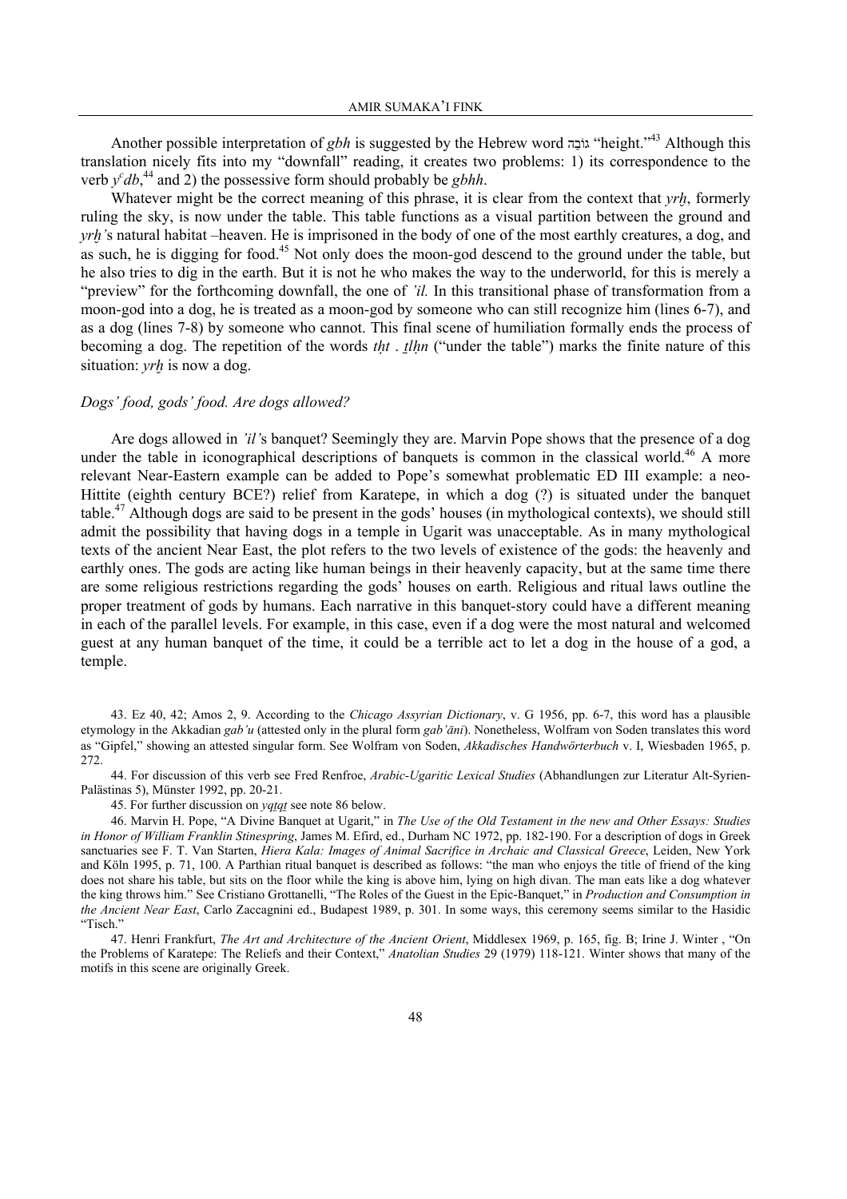Another possible interpretation of *gbh* is suggested by the Hebrew word גֹּבַהּ "height."[43] Although this translation nicely fits into my "downfall" reading, it creates two problems: 1) its correspondence to the verb *y*ᶜ*db*,[44] and 2) the possessive form should probably be *gbhh*.

Whatever might be the correct meaning of this phrase, it is clear from the context that *yrḫ*, formerly ruling the sky, is now under the table. This table functions as a visual partition between the ground and *yrḫ'*s natural habitat –heaven. He is imprisoned in the body of one of the most earthly creatures, a dog, and as such, he is digging for food.[45] Not only does the moon-god descend to the ground under the table, but he also tries to dig in the earth. But it is not he who makes the way to the underworld, for this is merely a "preview" for the forthcoming downfall, the one of *'il.* In this transitional phase of transformation from a moon-god into a dog, he is treated as a moon-god by someone who can still recognize him (lines 6-7), and as a dog (lines 7-8) by someone who cannot. This final scene of humiliation formally ends the process of becoming a dog. The repetition of the words *tḥt . ṯlḥn* ("under the table") marks the finite nature of this situation: *yrḫ* is now a dog.

### *Dogs' food, gods' food. Are dogs allowed?*

Are dogs allowed in *'il'*s banquet? Seemingly they are. Marvin Pope shows that the presence of a dog under the table in iconographical descriptions of banquets is common in the classical world.[46] A more relevant Near-Eastern example can be added to Pope's somewhat problematic ED III example: a neo-Hittite (eighth century BCE?) relief from Karatepe, in which a dog (?) is situated under the banquet table.[47] Although dogs are said to be present in the gods' houses (in mythological contexts), we should still admit the possibility that having dogs in a temple in Ugarit was unacceptable. As in many mythological texts of the ancient Near East, the plot refers to the two levels of existence of the gods: the heavenly and earthly ones. The gods are acting like human beings in their heavenly capacity, but at the same time there are some religious restrictions regarding the gods' houses on earth. Religious and ritual laws outline the proper treatment of gods by humans. Each narrative in this banquet-story could have a different meaning in each of the parallel levels. For example, in this case, even if a dog were the most natural and welcomed guest at any human banquet of the time, it could be a terrible act to let a dog in the house of a god, a temple.

43. Ez 40, 42; Amos 2, 9. According to the *Chicago Assyrian Dictionary*, v. G 1956, pp. 6-7, this word has a plausible etymology in the Akkadian *gab'u* (attested only in the plural form *gab'āni*). Nonetheless, Wolfram von Soden translates this word as "Gipfel," showing an attested singular form. See Wolfram von Soden, *Akkadisches Handwörterbuch* v. I, Wiesbaden 1965, p. 272.

44. For discussion of this verb see Fred Renfroe, *Arabic-Ugaritic Lexical Studies* (Abhandlungen zur Literatur Alt-Syrien-Palästinas 5), Münster 1992, pp. 20-21.

45. For further discussion on *yqṯqṯ* see note 86 below.

46. Marvin H. Pope, "A Divine Banquet at Ugarit," in *The Use of the Old Testament in the new and Other Essays: Studies in Honor of William Franklin Stinespring*, James M. Efird, ed., Durham NC 1972, pp. 182-190. For a description of dogs in Greek sanctuaries see F. T. Van Starten, *Hiera Kala: Images of Animal Sacrifice in Archaic and Classical Greece*, Leiden, New York and Köln 1995, p. 71, 100. A Parthian ritual banquet is described as follows: "the man who enjoys the title of friend of the king does not share his table, but sits on the floor while the king is above him, lying on high divan. The man eats like a dog whatever the king throws him." See Cristiano Grottanelli, "The Roles of the Guest in the Epic-Banquet," in *Production and Consumption in the Ancient Near East*, Carlo Zaccagnini ed., Budapest 1989, p. 301. In some ways, this ceremony seems similar to the Hasidic "Tisch."

47. Henri Frankfurt, *The Art and Architecture of the Ancient Orient*, Middlesex 1969, p. 165, fig. B; Irine J. Winter , "On the Problems of Karatepe: The Reliefs and their Context," *Anatolian Studies* 29 (1979) 118-121. Winter shows that many of the motifs in this scene are originally Greek.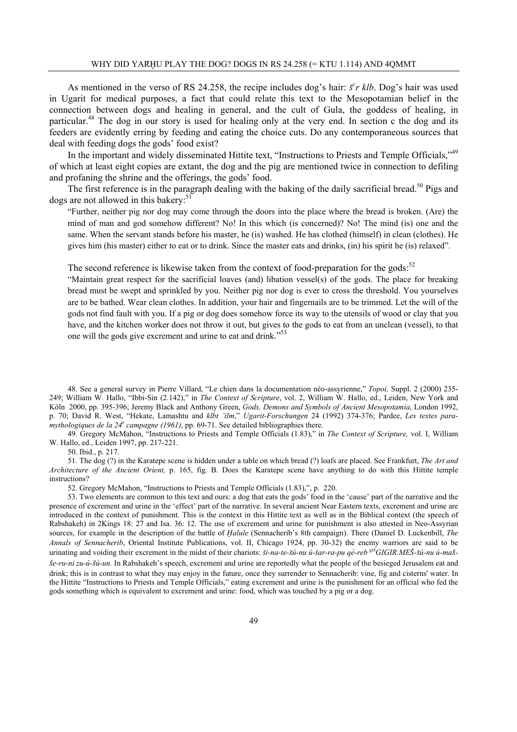As mentioned in the verso of RS 24.258, the recipe includes dog's hair: *š*ʿ*r klb*. Dog's hair was used in Ugarit for medical purposes, a fact that could relate this text to the Mesopotamian belief in the connection between dogs and healing in general, and the cult of Gula, the goddess of healing, in particular.[48] The dog in our story is used for healing only at the very end. In section c the dog and its feeders are evidently erring by feeding and eating the choice cuts. Do any contemporaneous sources that deal with feeding dogs the gods' food exist?

In the important and widely disseminated Hittite text, "Instructions to Priests and Temple Officials,"[49] of which at least eight copies are extant, the dog and the pig are mentioned twice in connection to defiling and profaning the shrine and the offerings, the gods' food.

The first reference is in the paragraph dealing with the baking of the daily sacrificial bread.[50] Pigs and dogs are not allowed in this bakery:[51]

> "Further, neither pig nor dog may come through the doors into the place where the bread is broken. (Are) the mind of man and god somehow different? No! In this which (is concerned)? No! The mind (is) one and the same. When the servant stands before his master, he (is) washed. He has clothed (himself) in clean (clothes). He gives him (his master) either to eat or to drink. Since the master eats and drinks, (in) his spirit he (is) relaxed".

The second reference is likewise taken from the context of food-preparation for the gods:[52]

> "Maintain great respect for the sacrificial loaves (and) libation vessel(s) of the gods. The place for breaking bread must be swept and sprinkled by you. Neither pig nor dog is ever to cross the threshold. You yourselves are to be bathed. Wear clean clothes. In addition, your hair and fingernails are to be trimmed. Let the will of the gods not find fault with you. If a pig or dog does somehow force its way to the utensils of wood or clay that you have, and the kitchen worker does not throw it out, but gives to the gods to eat from an unclean (vessel), to that one will the gods give excrement and urine to eat and drink."[53]

---

48. See a general survey in Pierre Villard, "Le chien dans la documentation néo-assyrienne," *Topoi,* Suppl. 2 (2000) 235-249; William W. Hallo, "Ibbi-Sin (2.142)," in *The Context of Scripture*, vol. 2, William W. Hallo, ed., Leiden, New York and Köln 2000, pp. 395-396; Jeremy Black and Anthony Green, *Gods, Demons and Symbols of Ancient Mesopotamia*, London 1992, p. 70; David R. West, "Hekate, Lamashtu and *klbt 'ilm*," *Ugarit-Forschungen* 24 (1992) 374-376; Pardee, *Les textes para-mythologiques de la 24e campagne (1961)*, pp. 69-71. See detailed bibliographies there.

49. Gregory McMahon, "Instructions to Priests and Temple Officials (1.83)," in *The Context of Scripture,* vol. I, William W. Hallo, ed., Leiden 1997, pp. 217-221.

50. Ibid., p. 217.

51. The dog (?) in the Karatepe scene is hidden under a table on which bread (?) loafs are placed. See Frankfurt, *The Art and Architecture of the Ancient Orient,* p. 165, fig. B. Does the Karatepe scene have anything to do with this Hittite temple instructions?

52. Gregory McMahon, "Instructions to Priests and Temple Officials (1.83),", p. 220.

53. Two elements are common to this text and ours: a dog that eats the gods' food in the 'cause' part of the narrative and the presence of excrement and urine in the 'effect' part of the narrative. In several ancient Near Eastern texts, excrement and urine are introduced in the context of punishment. This is the context in this Hittite text as well as in the Biblical context (the speech of Rabshakeh) in 2Kings 18: 27 and Isa. 36: 12. The use of excrement and urine for punishment is also attested in Neo-Assyrian sources, for example in the description of the battle of *Ḫalule* (Sennacherib's 8th campaign). There (Daniel D. Luckenbill, *The Annals of Sennacherib*, Oriental Institute Publications, vol. II, Chicago 1924, pp. 30-32) the enemy warriors are said to be urinating and voiding their excrement in the midst of their chariots: *ši-na-te-šú-nu ú-šar-ra-pu qé-reb* *gišGIGIR.MEŠ-šú-nu ú-maš-še-ru-ni zu-ú-šú-un.* In Rabshakeh's speech, excrement and urine are reportedly what the people of the besieged Jerusalem eat and drink; this is in contrast to what they may enjoy in the future, once they surrender to Sennacherib: vine, fig and cisterns' water. In the Hittite "Instructions to Priests and Temple Officials," eating excrement and urine is the punishment for an official who fed the gods something which is equivalent to excrement and urine: food, which was touched by a pig or a dog.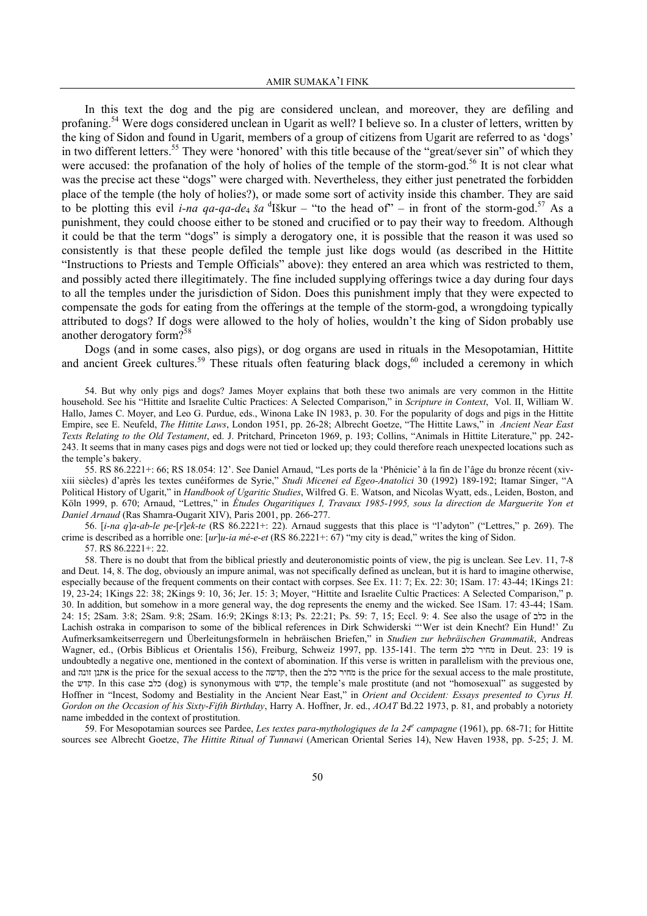In this text the dog and the pig are considered unclean, and moreover, they are defiling and profaning.[54] Were dogs considered unclean in Ugarit as well? I believe so. In a cluster of letters, written by the king of Sidon and found in Ugarit, members of a group of citizens from Ugarit are referred to as 'dogs' in two different letters.[55] They were 'honored' with this title because of the "great/sever sin" of which they were accused: the profanation of the holy of holies of the temple of the storm-god.[56] It is not clear what was the precise act these "dogs" were charged with. Nevertheless, they either just penetrated the forbidden place of the temple (the holy of holies?), or made some sort of activity inside this chamber. They are said to be plotting this evil *i-na qa-qa-de*$_4$ *ša* $^d$Iškur – "to the head of" – in front of the storm-god.[57] As a punishment, they could choose either to be stoned and crucified or to pay their way to freedom. Although it could be that the term "dogs" is simply a derogatory one, it is possible that the reason it was used so consistently is that these people defiled the temple just like dogs would (as described in the Hittite "Instructions to Priests and Temple Officials" above): they entered an area which was restricted to them, and possibly acted there illegitimately. The fine included supplying offerings twice a day during four days to all the temples under the jurisdiction of Sidon. Does this punishment imply that they were expected to compensate the gods for eating from the offerings at the temple of the storm-god, a wrongdoing typically attributed to dogs? If dogs were allowed to the holy of holies, wouldn't the king of Sidon probably use another derogatory form?[58]

Dogs (and in some cases, also pigs), or dog organs are used in rituals in the Mesopotamian, Hittite and ancient Greek cultures.[59] These rituals often featuring black dogs,[60] included a ceremony in which

54. But why only pigs and dogs? James Moyer explains that both these two animals are very common in the Hittite household. See his "Hittite and Israelite Cultic Practices: A Selected Comparison," in *Scripture in Context*, Vol. II, William W. Hallo, James C. Moyer, and Leo G. Purdue, eds., Winona Lake IN 1983, p. 30. For the popularity of dogs and pigs in the Hittite Empire, see E. Neufeld, *The Hittite Laws*, London 1951, pp. 26-28; Albrecht Goetze, "The Hittite Laws," in *Ancient Near East Texts Relating to the Old Testament*, ed. J. Pritchard, Princeton 1969, p. 193; Collins, "Animals in Hittite Literature," pp. 242-243. It seems that in many cases pigs and dogs were not tied or locked up; they could therefore reach unexpected locations such as the temple's bakery.

55. RS 86.2221+: 66; RS 18.054: 12'. See Daniel Arnaud, "Les ports de la 'Phénicie' à la fin de l'âge du bronze récent (xiv-xiii siècles) d'après les textes cunéiformes de Syrie," *Studi Micenei ed Egeo-Anatolici* 30 (1992) 189-192; Itamar Singer, "A Political History of Ugarit," in *Handbook of Ugaritic Studies*, Wilfred G. E. Watson, and Nicolas Wyatt, eds., Leiden, Boston, and Köln 1999, p. 670; Arnaud, "Lettres," in *Études Ougaritiques I, Travaux 1985-1995, sous la direction de Marguerite Yon et Daniel Arnaud* (Ras Shamra-Ougarit XIV), Paris 2001, pp. 266-277.

56. [*i-na q*]*a-ab-le pe-*[*r*]*ek-te* (RS 86.2221+: 22). Arnaud suggests that this place is "l'adyton" ("Lettres," p. 269). The crime is described as a horrible one: [*ur*]*u-ia mé-e-et* (RS 86.2221+: 67) "my city is dead," writes the king of Sidon.

57. RS 86.2221+: 22.

58. There is no doubt that from the biblical priestly and deuteronomistic points of view, the pig is unclean. See Lev. 11, 7-8 and Deut. 14, 8. The dog, obviously an impure animal, was not specifically defined as unclean, but it is hard to imagine otherwise, especially because of the frequent comments on their contact with corpses. See Ex. 11: 7; Ex. 22: 30; 1Sam. 17: 43-44; 1Kings 21: 19, 23-24; 1Kings 22: 38; 2Kings 9: 10, 36; Jer. 15: 3; Moyer, "Hittite and Israelite Cultic Practices: A Selected Comparison," p. 30. In addition, but somehow in a more general way, the dog represents the enemy and the wicked. See 1Sam. 17: 43-44; 1Sam. 24: 15; 2Sam. 3:8; 2Sam. 9:8; 2Sam. 16:9; 2Kings 8:13; Ps. 22:21; Ps. 59: 7, 15; Eccl. 9: 4. See also the usage of כלב in the Lachish ostraka in comparison to some of the biblical references in Dirk Schwiderski "'Wer ist dein Knecht? Ein Hund!' Zu Aufmerksamkeitserregern und Überleitungsformeln in hebräischen Briefen," in *Studien zur hebräischen Grammatik*, Andreas Wagner, ed., (Orbis Biblicus et Orientalis 156), Freiburg, Schweiz 1997, pp. 135-141. The term מחיר כלב in Deut. 23: 19 is undoubtedly a negative one, mentioned in the context of abomination. If this verse is written in parallelism with the previous one, and אתנן זונה is the price for the sexual access to the קדשה, then the מחיר כלב is the price for the sexual access to the male prostitute, the קדש. In this case כלב (dog) is synonymous with קדש, the temple's male prostitute (and not "homosexual" as suggested by Hoffner in "Incest, Sodomy and Bestiality in the Ancient Near East," in *Orient and Occident: Essays presented to Cyrus H. Gordon on the Occasion of his Sixty-Fifth Birthday*, Harry A. Hoffner, Jr. ed., *AOAT* Bd.22 1973, p. 81, and probably a notoriety name imbedded in the context of prostitution.

59. For Mesopotamian sources see Pardee, *Les textes para-mythologiques de la 24$^e$ campagne* (1961), pp. 68-71; for Hittite sources see Albrecht Goetze, *The Hittite Ritual of Tunnawi* (American Oriental Series 14), New Haven 1938, pp. 5-25; J. M.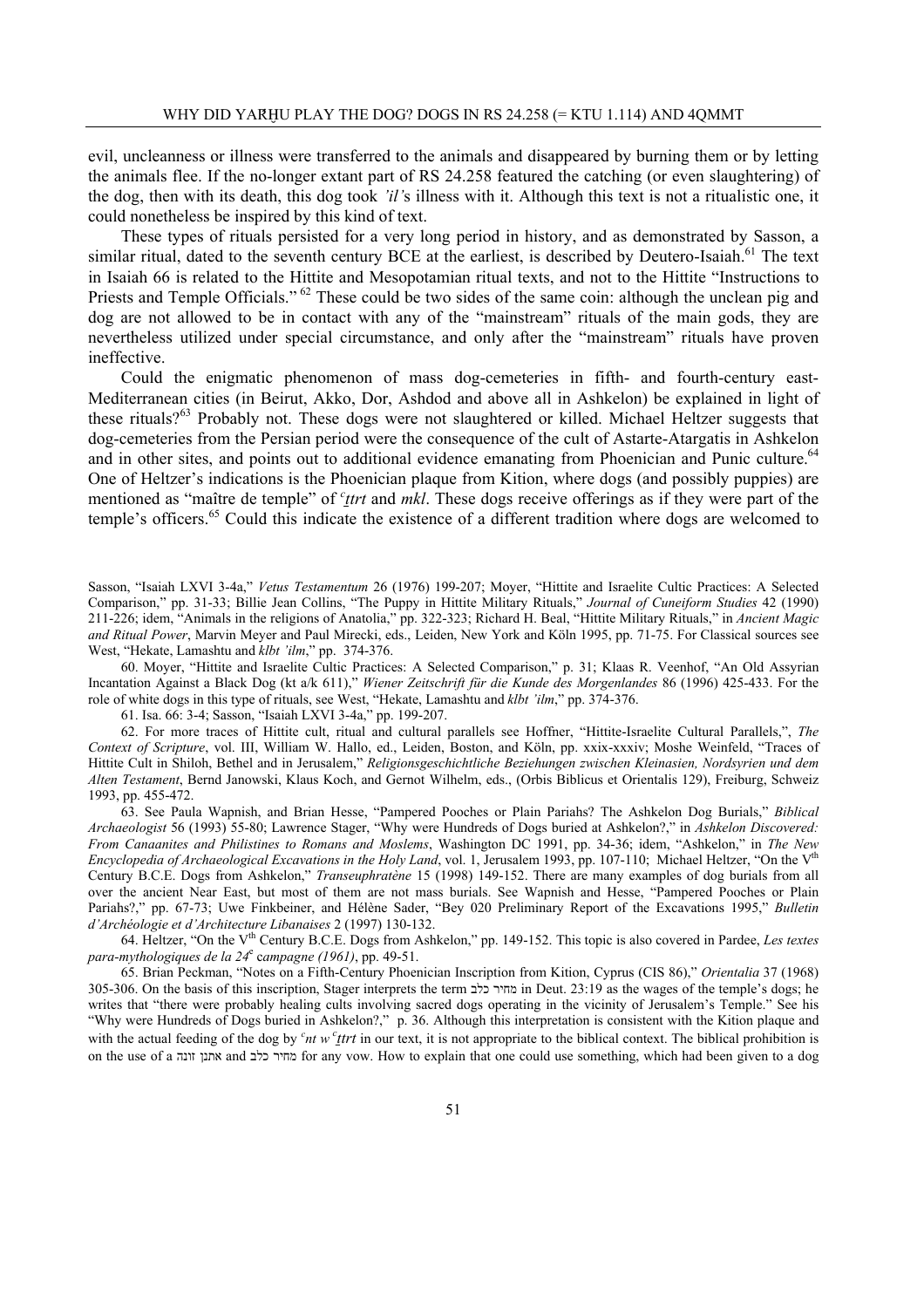evil, uncleanness or illness were transferred to the animals and disappeared by burning them or by letting the animals flee. If the no-longer extant part of RS 24.258 featured the catching (or even slaughtering) of the dog, then with its death, this dog took *'il'*s illness with it. Although this text is not a ritualistic one, it could nonetheless be inspired by this kind of text.

These types of rituals persisted for a very long period in history, and as demonstrated by Sasson, a similar ritual, dated to the seventh century BCE at the earliest, is described by Deutero-Isaiah.[61] The text in Isaiah 66 is related to the Hittite and Mesopotamian ritual texts, and not to the Hittite "Instructions to Priests and Temple Officials." [62] These could be two sides of the same coin: although the unclean pig and dog are not allowed to be in contact with any of the "mainstream" rituals of the main gods, they are nevertheless utilized under special circumstance, and only after the "mainstream" rituals have proven ineffective.

Could the enigmatic phenomenon of mass dog-cemeteries in fifth- and fourth-century east-Mediterranean cities (in Beirut, Akko, Dor, Ashdod and above all in Ashkelon) be explained in light of these rituals?[63] Probably not. These dogs were not slaughtered or killed. Michael Heltzer suggests that dog-cemeteries from the Persian period were the consequence of the cult of Astarte-Atargatis in Ashkelon and in other sites, and points out to additional evidence emanating from Phoenician and Punic culture.[64] One of Heltzer's indications is the Phoenician plaque from Kition, where dogs (and possibly puppies) are mentioned as "maître de temple" of *ᶜṯtrt* and *mkl*. These dogs receive offerings as if they were part of the temple's officers.[65] Could this indicate the existence of a different tradition where dogs are welcomed to

---

Sasson, "Isaiah LXVI 3-4a," *Vetus Testamentum* 26 (1976) 199-207; Moyer, "Hittite and Israelite Cultic Practices: A Selected Comparison," pp. 31-33; Billie Jean Collins, "The Puppy in Hittite Military Rituals," *Journal of Cuneiform Studies* 42 (1990) 211-226; idem, "Animals in the religions of Anatolia," pp. 322-323; Richard H. Beal, "Hittite Military Rituals," in *Ancient Magic and Ritual Power*, Marvin Meyer and Paul Mirecki, eds., Leiden, New York and Köln 1995, pp. 71-75. For Classical sources see West, "Hekate, Lamashtu and *klbt 'ilm*," pp. 374-376.

60. Moyer, "Hittite and Israelite Cultic Practices: A Selected Comparison," p. 31; Klaas R. Veenhof, "An Old Assyrian Incantation Against a Black Dog (kt a/k 611)," *Wiener Zeitschrift für die Kunde des Morgenlandes* 86 (1996) 425-433. For the role of white dogs in this type of rituals, see West, "Hekate, Lamashtu and *klbt 'ilm*," pp. 374-376.

61. Isa. 66: 3-4; Sasson, "Isaiah LXVI 3-4a," pp. 199-207.

62. For more traces of Hittite cult, ritual and cultural parallels see Hoffner, "Hittite-Israelite Cultural Parallels,", *The Context of Scripture*, vol. III, William W. Hallo, ed., Leiden, Boston, and Köln, pp. xxix-xxxiv; Moshe Weinfeld, "Traces of Hittite Cult in Shiloh, Bethel and in Jerusalem," *Religionsgeschichtliche Beziehungen zwischen Kleinasien, Nordsyrien und dem Alten Testament*, Bernd Janowski, Klaus Koch, and Gernot Wilhelm, eds., (Orbis Biblicus et Orientalis 129), Freiburg, Schweiz 1993, pp. 455-472.

63. See Paula Wapnish, and Brian Hesse, "Pampered Pooches or Plain Pariahs? The Ashkelon Dog Burials," *Biblical Archaeologist* 56 (1993) 55-80; Lawrence Stager, "Why were Hundreds of Dogs buried at Ashkelon?," in *Ashkelon Discovered: From Canaanites and Philistines to Romans and Moslems*, Washington DC 1991, pp. 34-36; idem, "Ashkelon," in *The New Encyclopedia of Archaeological Excavations in the Holy Land*, vol. 1, Jerusalem 1993, pp. 107-110; Michael Heltzer, "On the V[th] Century B.C.E. Dogs from Ashkelon," *Transeuphratène* 15 (1998) 149-152. There are many examples of dog burials from all over the ancient Near East, but most of them are not mass burials. See Wapnish and Hesse, "Pampered Pooches or Plain Pariahs?," pp. 67-73; Uwe Finkbeiner, and Hélène Sader, "Bey 020 Preliminary Report of the Excavations 1995," *Bulletin d'Archéologie et d'Architecture Libanaises* 2 (1997) 130-132.

64. Heltzer, "On the V[th] Century B.C.E. Dogs from Ashkelon," pp. 149-152. This topic is also covered in Pardee, *Les textes para-mythologiques de la 24[e] campagne (1961)*, pp. 49-51.

65. Brian Peckman, "Notes on a Fifth-Century Phoenician Inscription from Kition, Cyprus (CIS 86)," *Orientalia* 37 (1968) 305-306. On the basis of this inscription, Stager interprets the term מחיר כלב in Deut. 23:19 as the wages of the temple's dogs; he writes that "there were probably healing cults involving sacred dogs operating in the vicinity of Jerusalem's Temple." See his "Why were Hundreds of Dogs buried in Ashkelon?," p. 36. Although this interpretation is consistent with the Kition plaque and with the actual feeding of the dog by *ᶜnt w ᶜṯtrt* in our text, it is not appropriate to the biblical context. The biblical prohibition is on the use of a אתנן זונה and מחיר כלב for any vow. How to explain that one could use something, which had been given to a dog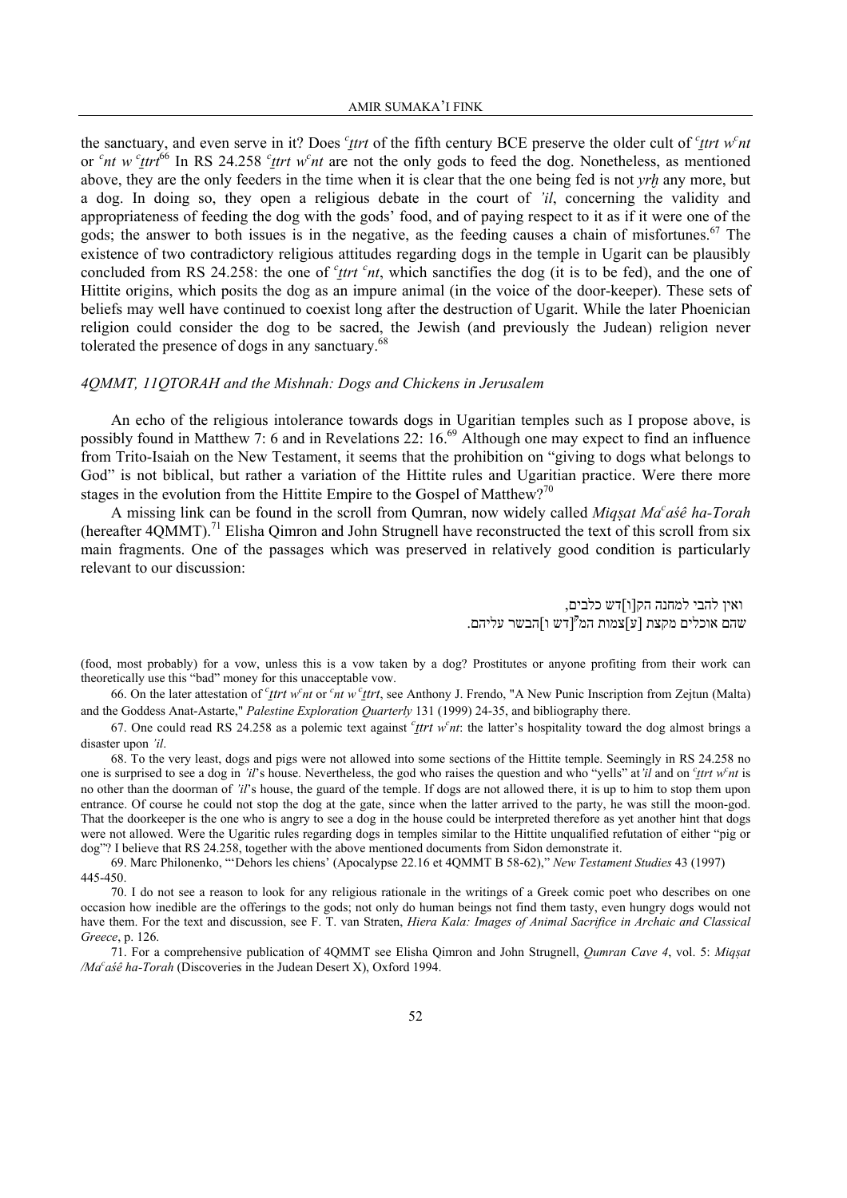the sanctuary, and even serve in it? Does *ʿṯtrt* of the fifth century BCE preserve the older cult of *ʿṯtrt wʿnt* or *ʿnt w ʿṯtrt*[66] In RS 24.258 *ʿṯtrt wʿnt* are not the only gods to feed the dog. Nonetheless, as mentioned above, they are the only feeders in the time when it is clear that the one being fed is not *yrḫ* any more, but a dog. In doing so, they open a religious debate in the court of *ʾil*, concerning the validity and appropriateness of feeding the dog with the gods' food, and of paying respect to it as if it were one of the gods; the answer to both issues is in the negative, as the feeding causes a chain of misfortunes.[67] The existence of two contradictory religious attitudes regarding dogs in the temple in Ugarit can be plausibly concluded from RS 24.258: the one of *ʿṯtrt ʿnt*, which sanctifies the dog (it is to be fed), and the one of Hittite origins, which posits the dog as an impure animal (in the voice of the door-keeper). These sets of beliefs may well have continued to coexist long after the destruction of Ugarit. While the later Phoenician religion could consider the dog to be sacred, the Jewish (and previously the Judean) religion never tolerated the presence of dogs in any sanctuary.[68]

### *4QMMT, 11QTORAH and the Mishnah: Dogs and Chickens in Jerusalem*

An echo of the religious intolerance towards dogs in Ugaritian temples such as I propose above, is possibly found in Matthew 7: 6 and in Revelations 22: 16.[69] Although one may expect to find an influence from Trito-Isaiah on the New Testament, it seems that the prohibition on "giving to dogs what belongs to God" is not biblical, but rather a variation of the Hittite rules and Ugaritian practice. Were there more stages in the evolution from the Hittite Empire to the Gospel of Matthew?[70]

A missing link can be found in the scroll from Qumran, now widely called *Miqṣat Maʿaśê ha-Torah* (hereafter 4QMMT).[71] Elisha Qimron and John Strugnell have reconstructed the text of this scroll from six main fragments. One of the passages which was preserved in relatively good condition is particularly relevant to our discussion:

ואין להבי למחנה הק[ו]דש כלבים,
שהם אוכלים מקצת [ע]צמות המ[ק]דש ו]הבשר עליהם.

(food, most probably) for a vow, unless this is a vow taken by a dog? Prostitutes or anyone profiting from their work can theoretically use this "bad" money for this unacceptable vow.

66. On the later attestation of *ʿṯtrt wʿnt* or *ʿnt w ʿṯtrt*, see Anthony J. Frendo, "A New Punic Inscription from Zejtun (Malta) and the Goddess Anat-Astarte," *Palestine Exploration Quarterly* 131 (1999) 24-35, and bibliography there.

67. One could read RS 24.258 as a polemic text against *ʿṯtrt wʿnt*: the latter's hospitality toward the dog almost brings a disaster upon *ʾil*.

68. To the very least, dogs and pigs were not allowed into some sections of the Hittite temple. Seemingly in RS 24.258 no one is surprised to see a dog in *ʾil*'s house. Nevertheless, the god who raises the question and who "yells" at *ʾil* and on *ʿṯtrt wʿnt* is no other than the doorman of *ʾil*'s house, the guard of the temple. If dogs are not allowed there, it is up to him to stop them upon entrance. Of course he could not stop the dog at the gate, since when the latter arrived to the party, he was still the moon-god. That the doorkeeper is the one who is angry to see a dog in the house could be interpreted therefore as yet another hint that dogs were not allowed. Were the Ugaritic rules regarding dogs in temples similar to the Hittite unqualified refutation of either "pig or dog"? I believe that RS 24.258, together with the above mentioned documents from Sidon demonstrate it.

69. Marc Philonenko, "'Dehors les chiens' (Apocalypse 22.16 et 4QMMT B 58-62)," *New Testament Studies* 43 (1997) 445-450.

70. I do not see a reason to look for any religious rationale in the writings of a Greek comic poet who describes on one occasion how inedible are the offerings to the gods; not only do human beings not find them tasty, even hungry dogs would not have them. For the text and discussion, see F. T. van Straten, *Hiera Kala: Images of Animal Sacrifice in Archaic and Classical Greece*, p. 126.

71. For a comprehensive publication of 4QMMT see Elisha Qimron and John Strugnell, *Qumran Cave 4*, vol. 5: *Miqṣat /Maʿaśê ha-Torah* (Discoveries in the Judean Desert X), Oxford 1994.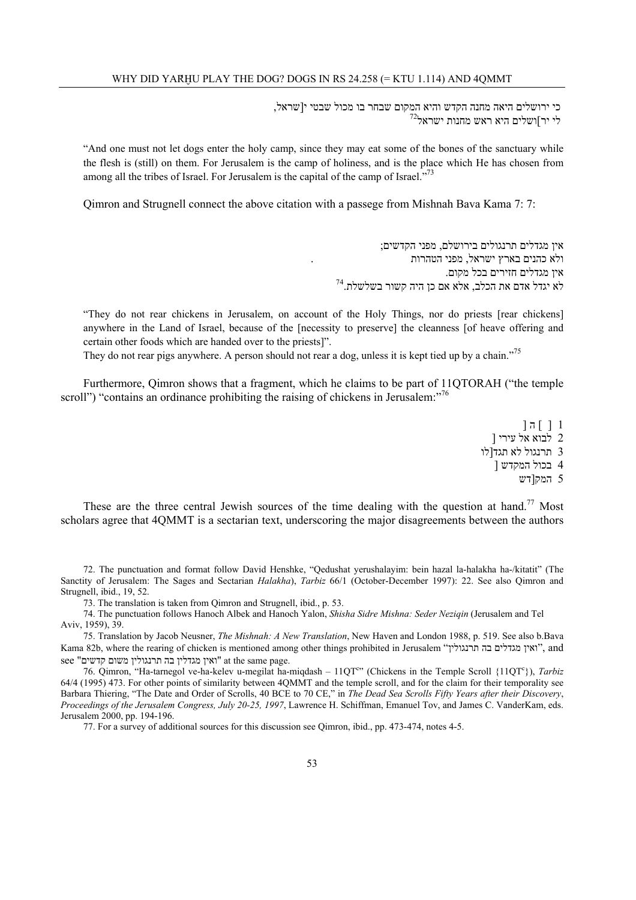כי ירושלים היאה מחנה הקדש והיא המקום שבחר בו מכול שבטי י[שראל,
לי יר]ושלים היא ראש מחנות ישראל[72]

"And one must not let dogs enter the holy camp, since they may eat some of the bones of the sanctuary while the flesh is (still) on them. For Jerusalem is the camp of holiness, and is the place which He has chosen from among all the tribes of Israel. For Jerusalem is the capital of the camp of Israel."[73]

Qimron and Strugnell connect the above citation with a passege from Mishnah Bava Kama 7: 7:

אין מגדלים תרנגולים בירושלם, מפני הקדשים;
ולא כהנים בארץ ישראל, מפני הטהרות.
אין מגדלים חזירים בכל מקום.
לא יגדל אדם את הכלב, אלא אם כן היה קשור בשלשלת.[74]

"They do not rear chickens in Jerusalem, on account of the Holy Things, nor do priests [rear chickens] anywhere in the Land of Israel, because of the [necessity to preserve] the cleanness [of heave offering and certain other foods which are handed over to the priests]".
They do not rear pigs anywhere. A person should not rear a dog, unless it is kept tied up by a chain."[75]

Furthermore, Qimron shows that a fragment, which he claims to be part of 11QTORAH ("the temple scroll") "contains an ordinance prohibiting the raising of chickens in Jerusalem:"[76]

1 [ ] ה [
2 לבוא אל עירי [
3 תרנגול לא תגד[לו
4 בכול המקדש [
5 המק[דש

These are the three central Jewish sources of the time dealing with the question at hand.[77] Most scholars agree that 4QMMT is a sectarian text, underscoring the major disagreements between the authors

72. The punctuation and format follow David Henshke, "Qedushat yerushalayim: bein hazal la-halakha ha-/kitatit" (The Sanctity of Jerusalem: The Sages and Sectarian *Halakha*), *Tarbiz* 66/1 (October-December 1997): 22. See also Qimron and Strugnell, ibid., 19, 52.

73. The translation is taken from Qimron and Strugnell, ibid., p. 53.

74. The punctuation follows Hanoch Albek and Hanoch Yalon, *Shisha Sidre Mishna: Seder Neziqin* (Jerusalem and Tel Aviv, 1959), 39.

75. Translation by Jacob Neusner, *The Mishnah: A New Translation*, New Haven and London 1988, p. 519. See also b.Bava Kama 82b, where the rearing of chicken is mentioned among other things prohibited in Jerusalem "ואין מגדלים בה תרנגולין", and see "ואין מגדלין בה תרנגולין משום קדשים" at the same page.

76. Qimron, "Ha-tarnegol ve-ha-kelev u-megilat ha-miqdash – 11QT[c]" (Chickens in the Temple Scroll {11QT[c]}), *Tarbiz* 64/4 (1995) 473. For other points of similarity between 4QMMT and the temple scroll, and for the claim for their temporality see Barbara Thiering, "The Date and Order of Scrolls, 40 BCE to 70 CE," in *The Dead Sea Scrolls Fifty Years after their Discovery*, *Proceedings of the Jerusalem Congress, July 20-25, 1997*, Lawrence H. Schiffman, Emanuel Tov, and James C. VanderKam, eds. Jerusalem 2000, pp. 194-196.

77. For a survey of additional sources for this discussion see Qimron, ibid., pp. 473-474, notes 4-5.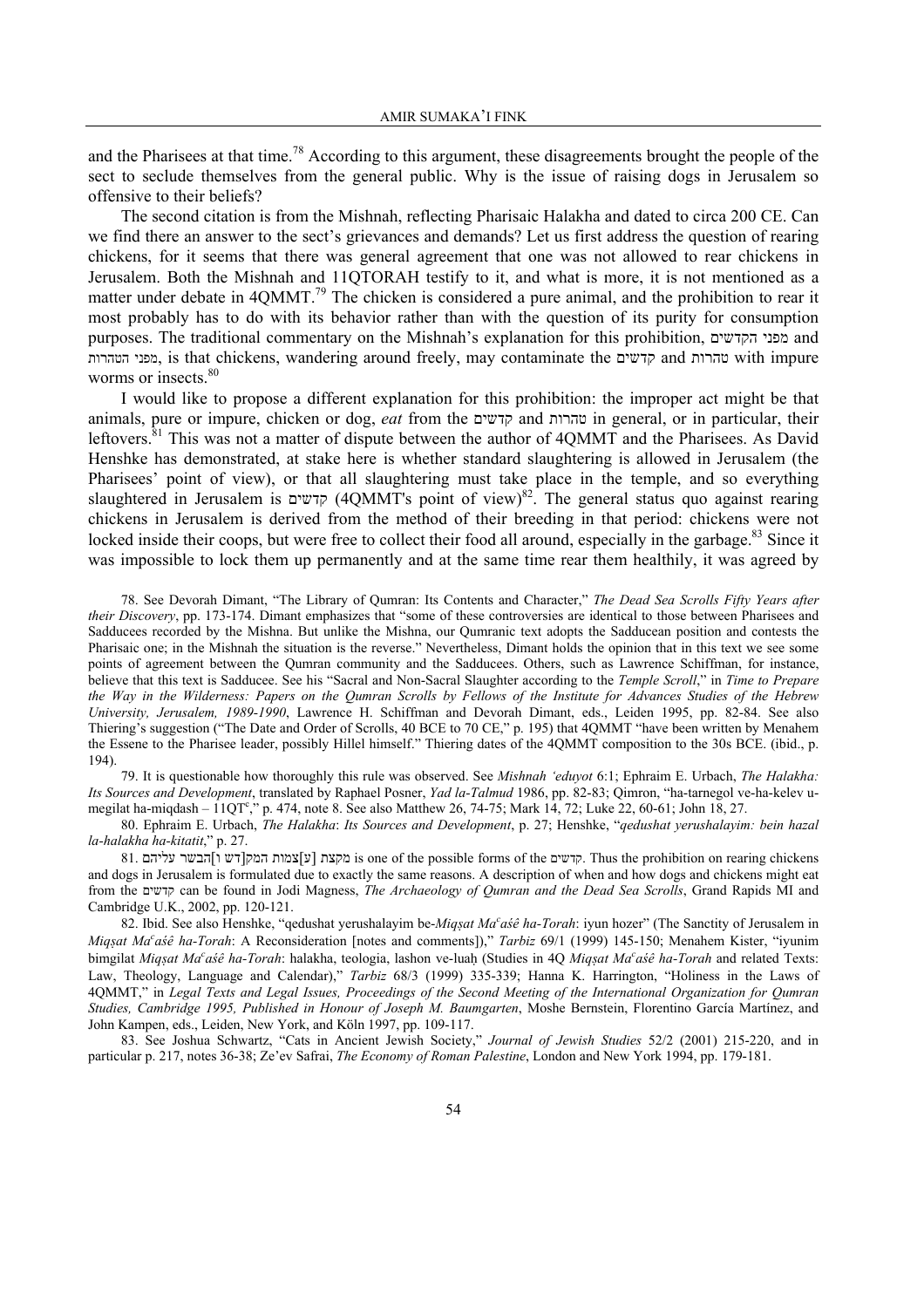and the Pharisees at that time.[78] According to this argument, these disagreements brought the people of the sect to seclude themselves from the general public. Why is the issue of raising dogs in Jerusalem so offensive to their beliefs?

The second citation is from the Mishnah, reflecting Pharisaic Halakha and dated to circa 200 CE. Can we find there an answer to the sect's grievances and demands? Let us first address the question of rearing chickens, for it seems that there was general agreement that one was not allowed to rear chickens in Jerusalem. Both the Mishnah and 11QTORAH testify to it, and what is more, it is not mentioned as a matter under debate in 4QMMT.[79] The chicken is considered a pure animal, and the prohibition to rear it most probably has to do with its behavior rather than with the question of its purity for consumption purposes. The traditional commentary on the Mishnah's explanation for this prohibition, מפני הקדשים and מפני הטהרות, is that chickens, wandering around freely, may contaminate the קדשים and טהרות with impure worms or insects.[80]

I would like to propose a different explanation for this prohibition: the improper act might be that animals, pure or impure, chicken or dog, *eat* from the קדשים and טהרות in general, or in particular, their leftovers.[81] This was not a matter of dispute between the author of 4QMMT and the Pharisees. As David Henshke has demonstrated, at stake here is whether standard slaughtering is allowed in Jerusalem (the Pharisees' point of view), or that all slaughtering must take place in the temple, and so everything slaughtered in Jerusalem is קדשים (4QMMT's point of view)[82]. The general status quo against rearing chickens in Jerusalem is derived from the method of their breeding in that period: chickens were not locked inside their coops, but were free to collect their food all around, especially in the garbage.[83] Since it was impossible to lock them up permanently and at the same time rear them healthily, it was agreed by

78. See Devorah Dimant, "The Library of Qumran: Its Contents and Character," *The Dead Sea Scrolls Fifty Years after their Discovery*, pp. 173-174. Dimant emphasizes that "some of these controversies are identical to those between Pharisees and Sadducees recorded by the Mishna. But unlike the Mishna, our Qumranic text adopts the Sadducean position and contests the Pharisaic one; in the Mishnah the situation is the reverse." Nevertheless, Dimant holds the opinion that in this text we see some points of agreement between the Qumran community and the Sadducees. Others, such as Lawrence Schiffman, for instance, believe that this text is Sadducee. See his "Sacral and Non-Sacral Slaughter according to the *Temple Scroll*," in *Time to Prepare the Way in the Wilderness: Papers on the Qumran Scrolls by Fellows of the Institute for Advances Studies of the Hebrew University, Jerusalem, 1989-1990*, Lawrence H. Schiffman and Devorah Dimant, eds., Leiden 1995, pp. 82-84. See also Thiering's suggestion ("The Date and Order of Scrolls, 40 BCE to 70 CE," p. 195) that 4QMMT "have been written by Menahem the Essene to the Pharisee leader, possibly Hillel himself." Thiering dates of the 4QMMT composition to the 30s BCE. (ibid., p. 194).

79. It is questionable how thoroughly this rule was observed. See *Mishnah 'eduyot* 6:1; Ephraim E. Urbach, *The Halakha: Its Sources and Development*, translated by Raphael Posner, *Yad la-Talmud* 1986, pp. 82-83; Qimron, "ha-tarnegol ve-ha-kelev u-megilat ha-miqdash – 11QT[c]," p. 474, note 8. See also Matthew 26, 74-75; Mark 14, 72; Luke 22, 60-61; John 18, 27.

80. Ephraim E. Urbach, *The Halakha*: *Its Sources and Development*, p. 27; Henshke, "*qedushat yerushalayim: bein hazal la-halakha ha-kitatit*," p. 27.

81. מקצת [ע]צמות המק[דש ו]הבשר עליהם is one of the possible forms of the קדשים. Thus the prohibition on rearing chickens and dogs in Jerusalem is formulated due to exactly the same reasons. A description of when and how dogs and chickens might eat from the קדשים can be found in Jodi Magness, *The Archaeology of Qumran and the Dead Sea Scrolls*, Grand Rapids MI and Cambridge U.K., 2002, pp. 120-121.

82. Ibid. See also Henshke, "qedushat yerushalayim be-*Miqṣat Ma*[c]*aśê ha-Torah*: iyun hozer" (The Sanctity of Jerusalem in *Miqṣat Ma*[c]*aśê ha-Torah*: A Reconsideration [notes and comments])," *Tarbiz* 69/1 (1999) 145-150; Menahem Kister, "iyunim bimgilat *Miqṣat Ma*[c]*aśê ha-Torah*: halakha, teologia, lashon ve-luaḥ (Studies in 4Q *Miqṣat Ma*[c]*aśê ha-Torah* and related Texts: Law, Theology, Language and Calendar)," *Tarbiz* 68/3 (1999) 335-339; Hanna K. Harrington, "Holiness in the Laws of 4QMMT," in *Legal Texts and Legal Issues, Proceedings of the Second Meeting of the International Organization for Qumran Studies, Cambridge 1995, Published in Honour of Joseph M. Baumgarten*, Moshe Bernstein, Florentino García Martínez, and John Kampen, eds., Leiden, New York, and Köln 1997, pp. 109-117.

83. See Joshua Schwartz, "Cats in Ancient Jewish Society," *Journal of Jewish Studies* 52/2 (2001) 215-220, and in particular p. 217, notes 36-38; Ze'ev Safrai, *The Economy of Roman Palestine*, London and New York 1994, pp. 179-181.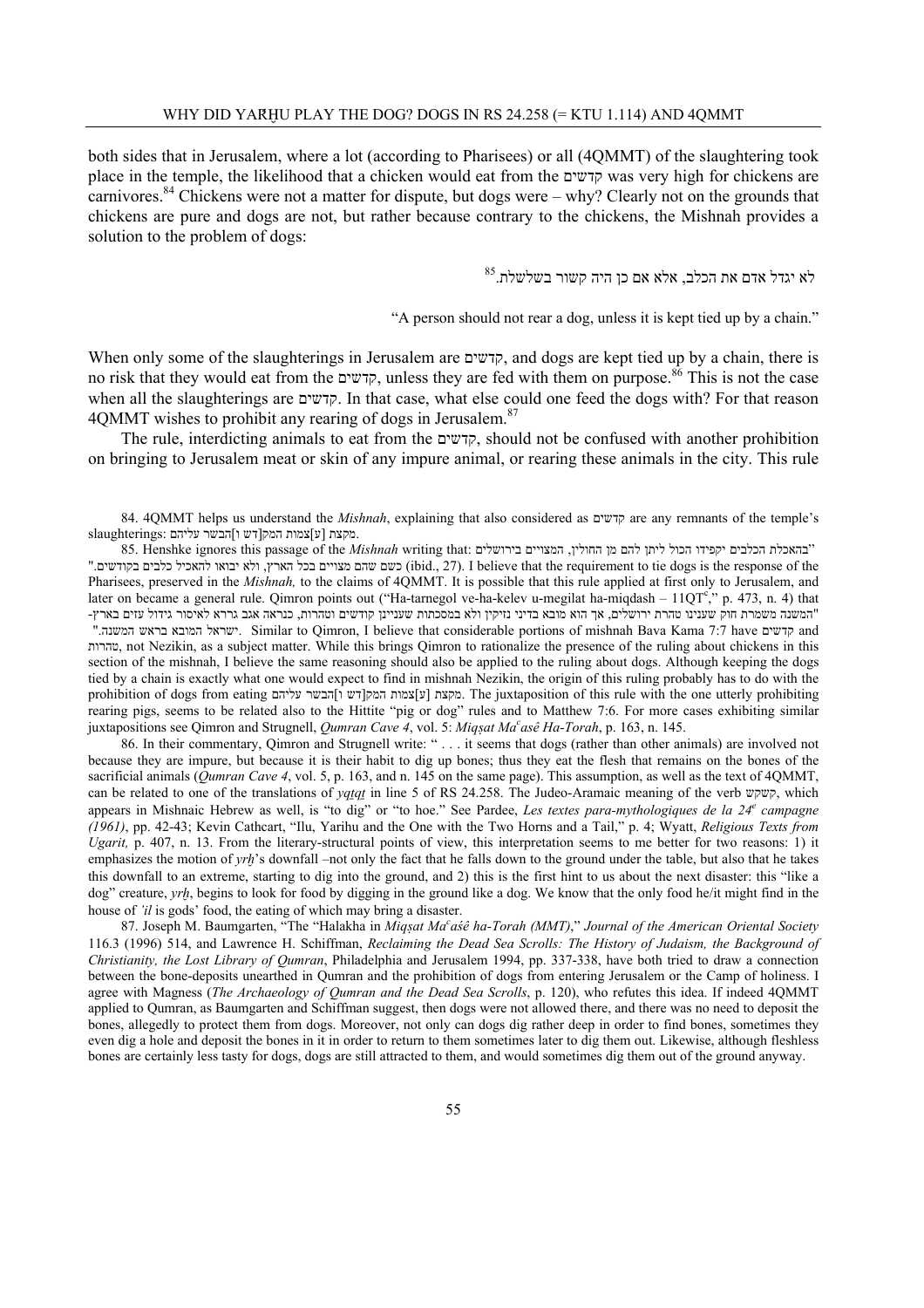both sides that in Jerusalem, where a lot (according to Pharisees) or all (4QMMT) of the slaughtering took place in the temple, the likelihood that a chicken would eat from the קדשים was very high for chickens are carnivores.[84] Chickens were not a matter for dispute, but dogs were – why? Clearly not on the grounds that chickens are pure and dogs are not, but rather because contrary to the chickens, the Mishnah provides a solution to the problem of dogs:

לא יגדל אדם את הכלב, אלא אם כן היה קשור בשלשלת.[85]

"A person should not rear a dog, unless it is kept tied up by a chain."

When only some of the slaughterings in Jerusalem are קדשים, and dogs are kept tied up by a chain, there is no risk that they would eat from the קדשים, unless they are fed with them on purpose.[86] This is not the case when all the slaughterings are קדשים. In that case, what else could one feed the dogs with? For that reason 4QMMT wishes to prohibit any rearing of dogs in Jerusalem.[87]

The rule, interdicting animals to eat from the קדשים, should not be confused with another prohibition on bringing to Jerusalem meat or skin of any impure animal, or rearing these animals in the city. This rule

---

84. 4QMMT helps us understand the *Mishnah*, explaining that also considered as קדשים are any remnants of the temple's slaughterings: מקצת [ע]צמות המק[דש ו]הבשר עליהם.

85. Henshke ignores this passage of the *Mishnah* writing that: "בהאכלת הכלבים יקפידו הכול ליתן להם מן החולין, המצויים בירושלים כשם שהם מצויים בכל הארץ, ולא יבואו להאכיל כלבים בקודשים." (ibid., 27). I believe that the requirement to tie dogs is the response of the Pharisees, preserved in the *Mishnah,* to the claims of 4QMMT. It is possible that this rule applied at first only to Jerusalem, and later on became a general rule. Qimron points out ("Ha-tarnegol ve-ha-kelev u-megilat ha-miqdash – 11QT[c]," p. 473, n. 4) that "המשנה משמרת חוק שענינו טהרת ירושלים, אך הוא מובא בדיני נזיקין ולא במסכתות שעניינן קודשים וטהרות, כנראה אגב גררא לאיסור גידול עזים בארץ-ישראל המובא בראש המשנה.". Similar to Qimron, I believe that considerable portions of mishnah Bava Kama 7:7 have קדשים and טהרות, not Nezikin, as a subject matter. While this brings Qimron to rationalize the presence of the ruling about chickens in this section of the mishnah, I believe the same reasoning should also be applied to the ruling about dogs. Although keeping the dogs tied by a chain is exactly what one would expect to find in mishnah Nezikin, the origin of this ruling probably has to do with the prohibition of dogs from eating מקצת [ע]צמות המק[דש ו]הבשר עליהם. The juxtaposition of this rule with the one utterly prohibiting rearing pigs, seems to be related also to the Hittite "pig or dog" rules and to Matthew 7:6. For more cases exhibiting similar juxtapositions see Qimron and Strugnell, *Qumran Cave 4*, vol. 5: *Miqṣat Maʿasê Ha-Torah*, p. 163, n. 145.

86. In their commentary, Qimron and Strugnell write: " . . . it seems that dogs (rather than other animals) are involved not because they are impure, but because it is their habit to dig up bones; thus they eat the flesh that remains on the bones of the sacrificial animals (*Qumran Cave 4*, vol. 5, p. 163, and n. 145 on the same page). This assumption, as well as the text of 4QMMT, can be related to one of the translations of *yqṭqṭ* in line 5 of RS 24.258. The Judeo-Aramaic meaning of the verb קשקש, which appears in Mishnaic Hebrew as well, is "to dig" or "to hoe." See Pardee, *Les textes para-mythologiques de la 24[e] campagne (1961)*, pp. 42-43; Kevin Cathcart, "Ilu, Yarihu and the One with the Two Horns and a Tail," p. 4; Wyatt, *Religious Texts from Ugarit,* p. 407, n. 13. From the literary-structural points of view, this interpretation seems to me better for two reasons: 1) it emphasizes the motion of *yrḫ*'s downfall –not only the fact that he falls down to the ground under the table, but also that he takes this downfall to an extreme, starting to dig into the ground, and 2) this is the first hint to us about the next disaster: this "like a dog" creature, *yrḫ*, begins to look for food by digging in the ground like a dog. We know that the only food he/it might find in the house of *'il* is gods' food, the eating of which may bring a disaster.

87. Joseph M. Baumgarten, "The "Halakha in *Miqṣat Maʿaśê ha-Torah (MMT)*," *Journal of the American Oriental Society* 116.3 (1996) 514, and Lawrence H. Schiffman, *Reclaiming the Dead Sea Scrolls: The History of Judaism, the Background of Christianity, the Lost Library of Qumran*, Philadelphia and Jerusalem 1994, pp. 337-338, have both tried to draw a connection between the bone-deposits unearthed in Qumran and the prohibition of dogs from entering Jerusalem or the Camp of holiness. I agree with Magness (*The Archaeology of Qumran and the Dead Sea Scrolls*, p. 120), who refutes this idea. If indeed 4QMMT applied to Qumran, as Baumgarten and Schiffman suggest, then dogs were not allowed there, and there was no need to deposit the bones, allegedly to protect them from dogs. Moreover, not only can dogs dig rather deep in order to find bones, sometimes they even dig a hole and deposit the bones in it in order to return to them sometimes later to dig them out. Likewise, although fleshless bones are certainly less tasty for dogs, dogs are still attracted to them, and would sometimes dig them out of the ground anyway.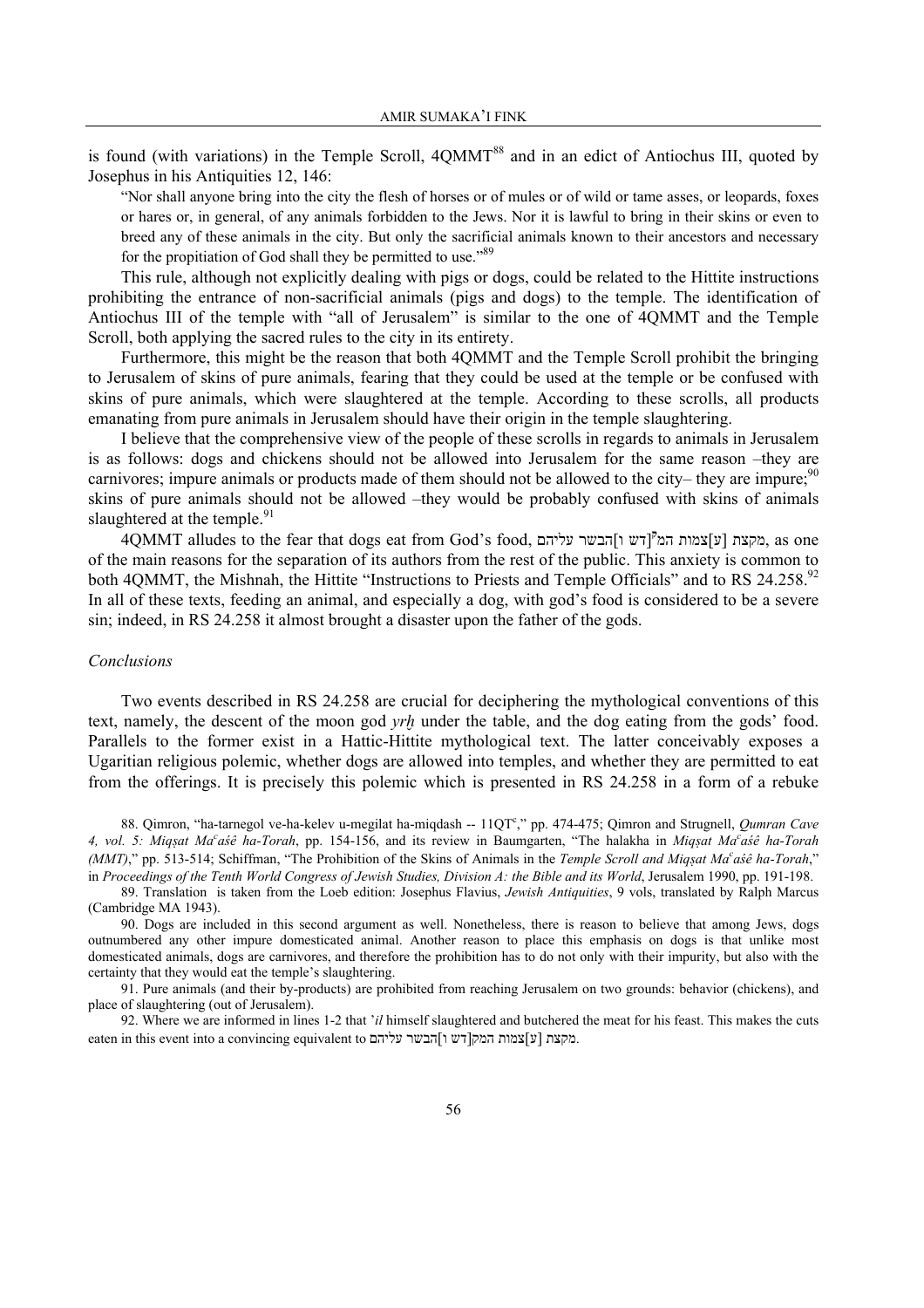is found (with variations) in the Temple Scroll, 4QMMT[88] and in an edict of Antiochus III, quoted by Josephus in his Antiquities 12, 146:

> "Nor shall anyone bring into the city the flesh of horses or of mules or of wild or tame asses, or leopards, foxes or hares or, in general, of any animals forbidden to the Jews. Nor it is lawful to bring in their skins or even to breed any of these animals in the city. But only the sacrificial animals known to their ancestors and necessary for the propitiation of God shall they be permitted to use."[89]

This rule, although not explicitly dealing with pigs or dogs, could be related to the Hittite instructions prohibiting the entrance of non-sacrificial animals (pigs and dogs) to the temple. The identification of Antiochus III of the temple with "all of Jerusalem" is similar to the one of 4QMMT and the Temple Scroll, both applying the sacred rules to the city in its entirety.

Furthermore, this might be the reason that both 4QMMT and the Temple Scroll prohibit the bringing to Jerusalem of skins of pure animals, fearing that they could be used at the temple or be confused with skins of pure animals, which were slaughtered at the temple. According to these scrolls, all products emanating from pure animals in Jerusalem should have their origin in the temple slaughtering.

I believe that the comprehensive view of the people of these scrolls in regards to animals in Jerusalem is as follows: dogs and chickens should not be allowed into Jerusalem for the same reason –they are carnivores; impure animals or products made of them should not be allowed to the city– they are impure;[90] skins of pure animals should not be allowed –they would be probably confused with skins of animals slaughtered at the temple.[91]

4QMMT alludes to the fear that dogs eat from God's food, מקצת [ע]צמות המ[ק]דש ו]הבשר עליהם, as one of the main reasons for the separation of its authors from the rest of the public. This anxiety is common to both 4QMMT, the Mishnah, the Hittite "Instructions to Priests and Temple Officials" and to RS 24.258.[92] In all of these texts, feeding an animal, and especially a dog, with god's food is considered to be a severe sin; indeed, in RS 24.258 it almost brought a disaster upon the father of the gods.

### *Conclusions*

Two events described in RS 24.258 are crucial for deciphering the mythological conventions of this text, namely, the descent of the moon god *yrḫ* under the table, and the dog eating from the gods' food. Parallels to the former exist in a Hattic-Hittite mythological text. The latter conceivably exposes a Ugaritian religious polemic, whether dogs are allowed into temples, and whether they are permitted to eat from the offerings. It is precisely this polemic which is presented in RS 24.258 in a form of a rebuke

---

88. Qimron, "ha-tarnegol ve-ha-kelev u-megilat ha-miqdash -- 11QT[c]," pp. 474-475; Qimron and Strugnell, *Qumran Cave 4, vol. 5: Miqṣat Ma*ʿ*aśê ha-Torah*, pp. 154-156, and its review in Baumgarten, "The halakha in *Miqṣat Ma*ʿ*aśê ha-Torah (MMT)*," pp. 513-514; Schiffman, "The Prohibition of the Skins of Animals in the *Temple Scroll and Miqṣat Ma*ʿ*aśê ha-Torah*," in *Proceedings of the Tenth World Congress of Jewish Studies, Division A: the Bible and its World*, Jerusalem 1990, pp. 191-198.

89. Translation is taken from the Loeb edition: Josephus Flavius, *Jewish Antiquities*, 9 vols, translated by Ralph Marcus (Cambridge MA 1943).

90. Dogs are included in this second argument as well. Nonetheless, there is reason to believe that among Jews, dogs outnumbered any other impure domesticated animal. Another reason to place this emphasis on dogs is that unlike most domesticated animals, dogs are carnivores, and therefore the prohibition has to do not only with their impurity, but also with the certainty that they would eat the temple's slaughtering.

91. Pure animals (and their by-products) are prohibited from reaching Jerusalem on two grounds: behavior (chickens), and place of slaughtering (out of Jerusalem).

92. Where we are informed in lines 1-2 that *ʾil* himself slaughtered and butchered the meat for his feast. This makes the cuts eaten in this event into a convincing equivalent to מקצת [ע]צמות המק[דש ו]הבשר עליהם.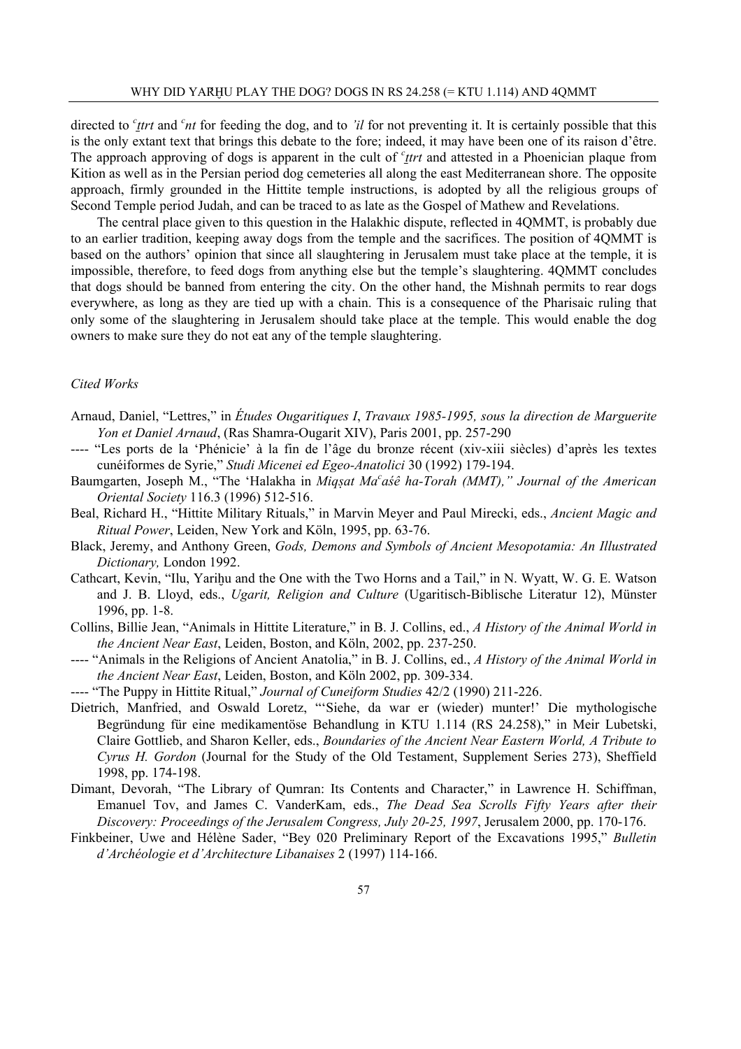directed to *ʿṯtrt* and *ʿnt* for feeding the dog, and to *ʾil* for not preventing it. It is certainly possible that this is the only extant text that brings this debate to the fore; indeed, it may have been one of its raison d'être. The approach approving of dogs is apparent in the cult of *ʿṯtrt* and attested in a Phoenician plaque from Kition as well as in the Persian period dog cemeteries all along the east Mediterranean shore. The opposite approach, firmly grounded in the Hittite temple instructions, is adopted by all the religious groups of Second Temple period Judah, and can be traced to as late as the Gospel of Mathew and Revelations.

The central place given to this question in the Halakhic dispute, reflected in 4QMMT, is probably due to an earlier tradition, keeping away dogs from the temple and the sacrifices. The position of 4QMMT is based on the authors' opinion that since all slaughtering in Jerusalem must take place at the temple, it is impossible, therefore, to feed dogs from anything else but the temple's slaughtering. 4QMMT concludes that dogs should be banned from entering the city. On the other hand, the Mishnah permits to rear dogs everywhere, as long as they are tied up with a chain. This is a consequence of the Pharisaic ruling that only some of the slaughtering in Jerusalem should take place at the temple. This would enable the dog owners to make sure they do not eat any of the temple slaughtering.

### *Cited Works*

Arnaud, Daniel, "Lettres," in *Études Ougaritiques I*, *Travaux 1985-1995, sous la direction de Marguerite Yon et Daniel Arnaud*, (Ras Shamra-Ougarit XIV), Paris 2001, pp. 257-290

---- "Les ports de la 'Phénicie' à la fin de l'âge du bronze récent (xiv-xiii siècles) d'après les textes cunéiformes de Syrie," *Studi Micenei ed Egeo-Anatolici* 30 (1992) 179-194.

Baumgarten, Joseph M., "The 'Halakha in *Miqṣat Maʿaśê ha-Torah (MMT),"* *Journal of the American Oriental Society* 116.3 (1996) 512-516.

Beal, Richard H., "Hittite Military Rituals," in Marvin Meyer and Paul Mirecki, eds., *Ancient Magic and Ritual Power*, Leiden, New York and Köln, 1995, pp. 63-76.

Black, Jeremy, and Anthony Green, *Gods, Demons and Symbols of Ancient Mesopotamia: An Illustrated Dictionary,* London 1992.

Cathcart, Kevin, "Ilu, Yariḫu and the One with the Two Horns and a Tail," in N. Wyatt, W. G. E. Watson and J. B. Lloyd, eds., *Ugarit, Religion and Culture* (Ugaritisch-Biblische Literatur 12), Münster 1996, pp. 1-8.

Collins, Billie Jean, "Animals in Hittite Literature," in B. J. Collins, ed., *A History of the Animal World in the Ancient Near East*, Leiden, Boston, and Köln, 2002, pp. 237-250.

---- "Animals in the Religions of Ancient Anatolia," in B. J. Collins, ed., *A History of the Animal World in the Ancient Near East*, Leiden, Boston, and Köln 2002, pp. 309-334.

---- "The Puppy in Hittite Ritual," *Journal of Cuneiform Studies* 42/2 (1990) 211-226.

Dietrich, Manfried, and Oswald Loretz, "'Siehe, da war er (wieder) munter!' Die mythologische Begründung für eine medikamentöse Behandlung in KTU 1.114 (RS 24.258)," in Meir Lubetski, Claire Gottlieb, and Sharon Keller, eds., *Boundaries of the Ancient Near Eastern World, A Tribute to Cyrus H. Gordon* (Journal for the Study of the Old Testament, Supplement Series 273), Sheffield 1998, pp. 174-198.

Dimant, Devorah, "The Library of Qumran: Its Contents and Character," in Lawrence H. Schiffman, Emanuel Tov, and James C. VanderKam, eds., *The Dead Sea Scrolls Fifty Years after their Discovery: Proceedings of the Jerusalem Congress, July 20-25, 1997*, Jerusalem 2000, pp. 170-176.

Finkbeiner, Uwe and Hélène Sader, "Bey 020 Preliminary Report of the Excavations 1995," *Bulletin d'Archéologie et d'Architecture Libanaises* 2 (1997) 114-166.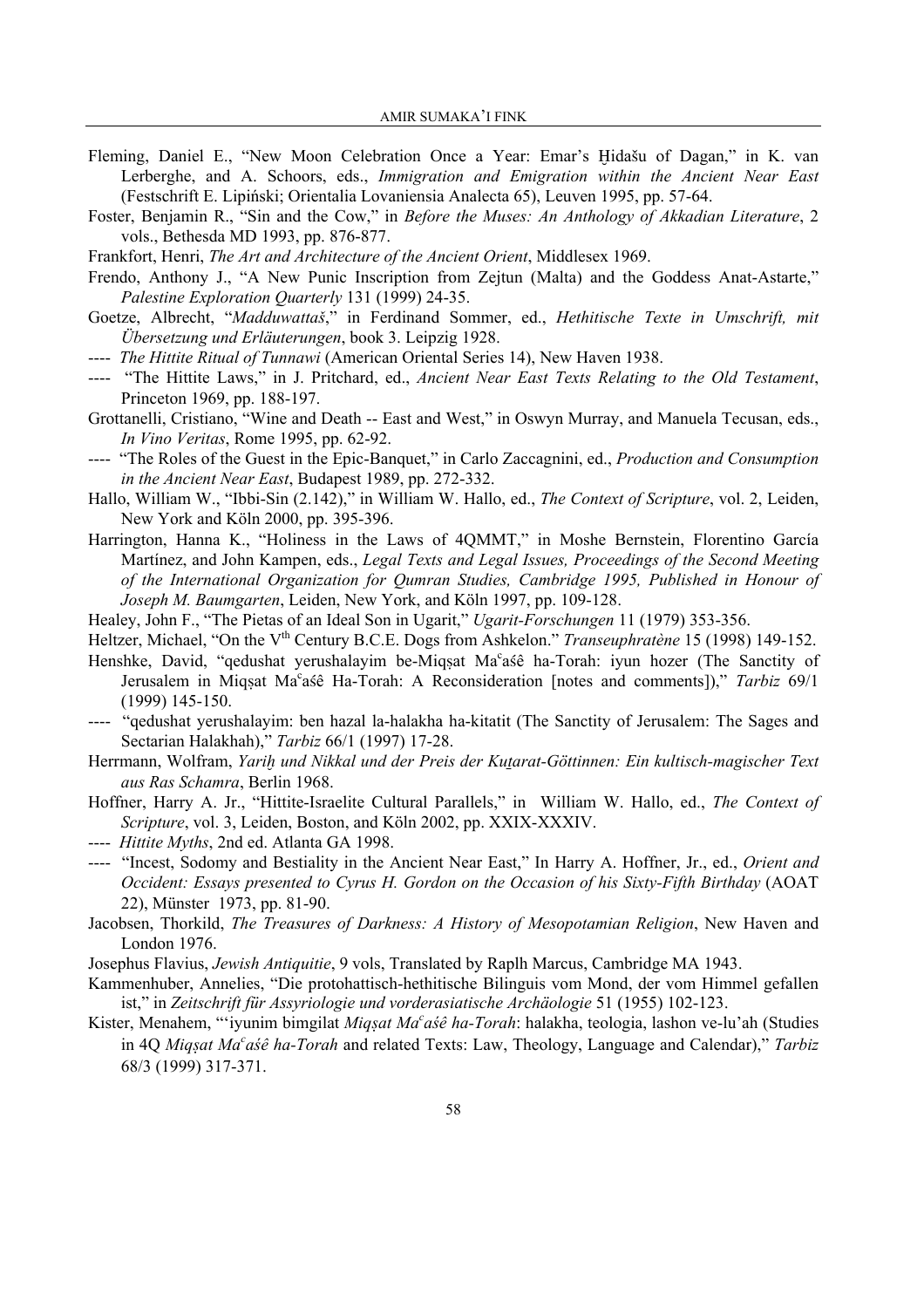Fleming, Daniel E., "New Moon Celebration Once a Year: Emar's Ḫidašu of Dagan," in K. van Lerberghe, and A. Schoors, eds., *Immigration and Emigration within the Ancient Near East* (Festschrift E. Lipiński; Orientalia Lovaniensia Analecta 65), Leuven 1995, pp. 57-64.

Foster, Benjamin R., "Sin and the Cow," in *Before the Muses: An Anthology of Akkadian Literature*, 2 vols., Bethesda MD 1993, pp. 876-877.

Frankfort, Henri, *The Art and Architecture of the Ancient Orient*, Middlesex 1969.

Frendo, Anthony J., "A New Punic Inscription from Zejtun (Malta) and the Goddess Anat-Astarte," *Palestine Exploration Quarterly* 131 (1999) 24-35.

Goetze, Albrecht, "*Madduwattaš*," in Ferdinand Sommer, ed., *Hethitische Texte in Umschrift, mit Übersetzung und Erläuterungen*, book 3. Leipzig 1928.

---- *The Hittite Ritual of Tunnawi* (American Oriental Series 14), New Haven 1938.

---- "The Hittite Laws," in J. Pritchard, ed., *Ancient Near East Texts Relating to the Old Testament*, Princeton 1969, pp. 188-197.

Grottanelli, Cristiano, "Wine and Death -- East and West," in Oswyn Murray, and Manuela Tecusan, eds., *In Vino Veritas*, Rome 1995, pp. 62-92.

---- "The Roles of the Guest in the Epic-Banquet," in Carlo Zaccagnini, ed., *Production and Consumption in the Ancient Near East*, Budapest 1989, pp. 272-332.

Hallo, William W., "Ibbi-Sin (2.142)," in William W. Hallo, ed., *The Context of Scripture*, vol. 2, Leiden, New York and Köln 2000, pp. 395-396.

Harrington, Hanna K., "Holiness in the Laws of 4QMMT," in Moshe Bernstein, Florentino García Martínez, and John Kampen, eds., *Legal Texts and Legal Issues, Proceedings of the Second Meeting of the International Organization for Qumran Studies, Cambridge 1995, Published in Honour of Joseph M. Baumgarten*, Leiden, New York, and Köln 1997, pp. 109-128.

Healey, John F., "The Pietas of an Ideal Son in Ugarit," *Ugarit-Forschungen* 11 (1979) 353-356.

Heltzer, Michael, "On the V[th] Century B.C.E. Dogs from Ashkelon." *Transeuphratène* 15 (1998) 149-152.

Henshke, David, "qedushat yerushalayim be-Miqṣat Maᶜaśê ha-Torah: iyun hozer (The Sanctity of Jerusalem in Miqṣat Maᶜaśê Ha-Torah: A Reconsideration [notes and comments])," *Tarbiz* 69/1 (1999) 145-150.

---- "qedushat yerushalayim: ben hazal la-halakha ha-kitatit (The Sanctity of Jerusalem: The Sages and Sectarian Halakhah)," *Tarbiz* 66/1 (1997) 17-28.

Herrmann, Wolfram, *Yariḫ und Nikkal und der Preis der Kuṯarat-Göttinnen: Ein kultisch-magischer Text aus Ras Schamra*, Berlin 1968.

Hoffner, Harry A. Jr., "Hittite-Israelite Cultural Parallels," in William W. Hallo, ed., *The Context of Scripture*, vol. 3, Leiden, Boston, and Köln 2002, pp. XXIX-XXXIV.

---- *Hittite Myths*, 2nd ed. Atlanta GA 1998.

---- "Incest, Sodomy and Bestiality in the Ancient Near East," In Harry A. Hoffner, Jr., ed., *Orient and Occident: Essays presented to Cyrus H. Gordon on the Occasion of his Sixty-Fifth Birthday* (AOAT 22), Münster 1973, pp. 81-90.

Jacobsen, Thorkild, *The Treasures of Darkness: A History of Mesopotamian Religion*, New Haven and London 1976.

Josephus Flavius, *Jewish Antiquitie*, 9 vols, Translated by Raplh Marcus, Cambridge MA 1943.

Kammenhuber, Annelies, "Die protohattisch-hethitische Bilinguis vom Mond, der vom Himmel gefallen ist," in *Zeitschrift für Assyriologie und vorderasiatische Archäologie* 51 (1955) 102-123.

Kister, Menahem, "'iyunim bimgilat *Miqṣat Maᶜaśê ha-Torah*: halakha, teologia, lashon ve-lu'ah (Studies in 4Q *Miqṣat Maᶜaśê ha-Torah* and related Texts: Law, Theology, Language and Calendar)," *Tarbiz* 68/3 (1999) 317-371.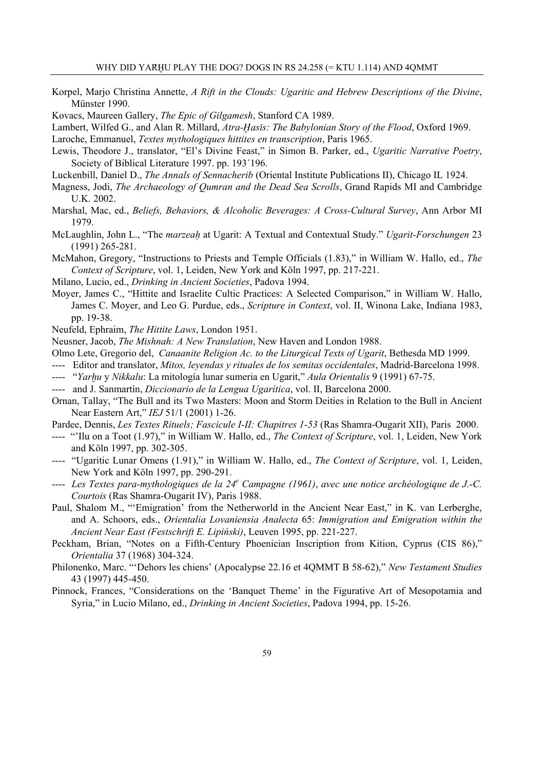Korpel, Marjo Christina Annette, *A Rift in the Clouds: Ugaritic and Hebrew Descriptions of the Divine*, Münster 1990.

Kovacs, Maureen Gallery, *The Epic of Gilgamesh*, Stanford CA 1989.

Lambert, Wilfed G., and Alan R. Millard, *Atra-Ḫasīs: The Babylonian Story of the Flood*, Oxford 1969.

Laroche, Emmanuel, *Textes mythologiques hittites en transcription*, Paris 1965.

Lewis, Theodore J., translator, "El's Divine Feast," in Simon B. Parker, ed., *Ugaritic Narrative Poetry*, Society of Biblical Literature 1997. pp. 193´196.

Luckenbill, Daniel D., *The Annals of Sennacherib* (Oriental Institute Publications II), Chicago IL 1924.

Magness, Jodi, *The Archaeology of Qumran and the Dead Sea Scrolls*, Grand Rapids MI and Cambridge U.K. 2002.

Marshal, Mac, ed., *Beliefs, Behaviors, & Alcoholic Beverages: A Cross-Cultural Survey*, Ann Arbor MI 1979.

McLaughlin, John L., "The *marzeaḥ* at Ugarit: A Textual and Contextual Study." *Ugarit-Forschungen* 23 (1991) 265-281.

McMahon, Gregory, "Instructions to Priests and Temple Officials (1.83)," in William W. Hallo, ed., *The Context of Scripture*, vol. 1, Leiden, New York and Köln 1997, pp. 217-221.

Milano, Lucio, ed., *Drinking in Ancient Societies*, Padova 1994.

Moyer, James C., "Hittite and Israelite Cultic Practices: A Selected Comparison," in William W. Hallo, James C. Moyer, and Leo G. Purdue, eds., *Scripture in Context*, vol. II, Winona Lake, Indiana 1983, pp. 19-38.

Neufeld, Ephraim, *The Hittite Laws*, London 1951.

Neusner, Jacob, *The Mishnah: A New Translation*, New Haven and London 1988.

Olmo Lete, Gregorio del, *Canaanite Religion Ac. to the Liturgical Texts of Ugarit*, Bethesda MD 1999.

---- Editor and translator, *Mitos, leyendas y rituales de los semitas occidentales*, Madrid-Barcelona 1998.

---- "*Yarḫu* y *Nikkalu*: La mitología lunar sumeria en Ugarit," *Aula Orientalis* 9 (1991) 67-75.

---- and J. Sanmartín, *Diccionario de la Lengua Ugarítica*, vol. II, Barcelona 2000.

Ornan, Tallay, "The Bull and its Two Masters: Moon and Storm Deities in Relation to the Bull in Ancient Near Eastern Art," *IEJ* 51/1 (2001) 1-26.

Pardee, Dennis, *Les Textes Rituels; Fascicule I-II: Chapitres 1-53* (Ras Shamra-Ougarit XII), Paris 2000.

---- "'Ilu on a Toot (1.97)," in William W. Hallo, ed., *The Context of Scripture*, vol. 1, Leiden, New York and Köln 1997, pp. 302-305.

---- "Ugaritic Lunar Omens (1.91)," in William W. Hallo, ed., *The Context of Scripture*, vol. 1, Leiden, New York and Köln 1997, pp. 290-291.

---- *Les Textes para-mythologiques de la 24e Campagne (1961)*, *avec une notice archéologique de J.-C. Courtois* (Ras Shamra-Ougarit IV), Paris 1988.

Paul, Shalom M., "'Emigration' from the Netherworld in the Ancient Near East," in K. van Lerberghe, and A. Schoors, eds., *Orientalia Lovaniensia Analecta* 65: *Immigration and Emigration within the Ancient Near East (Festschrift E. Lipiński)*, Leuven 1995, pp. 221-227.

Peckham, Brian, "Notes on a Fifth-Century Phoenician Inscription from Kition, Cyprus (CIS 86)," *Orientalia* 37 (1968) 304-324.

Philonenko, Marc. "'Dehors les chiens' (Apocalypse 22.16 et 4QMMT B 58-62)," *New Testament Studies* 43 (1997) 445-450.

Pinnock, Frances, "Considerations on the 'Banquet Theme' in the Figurative Art of Mesopotamia and Syria," in Lucio Milano, ed., *Drinking in Ancient Societies*, Padova 1994, pp. 15-26.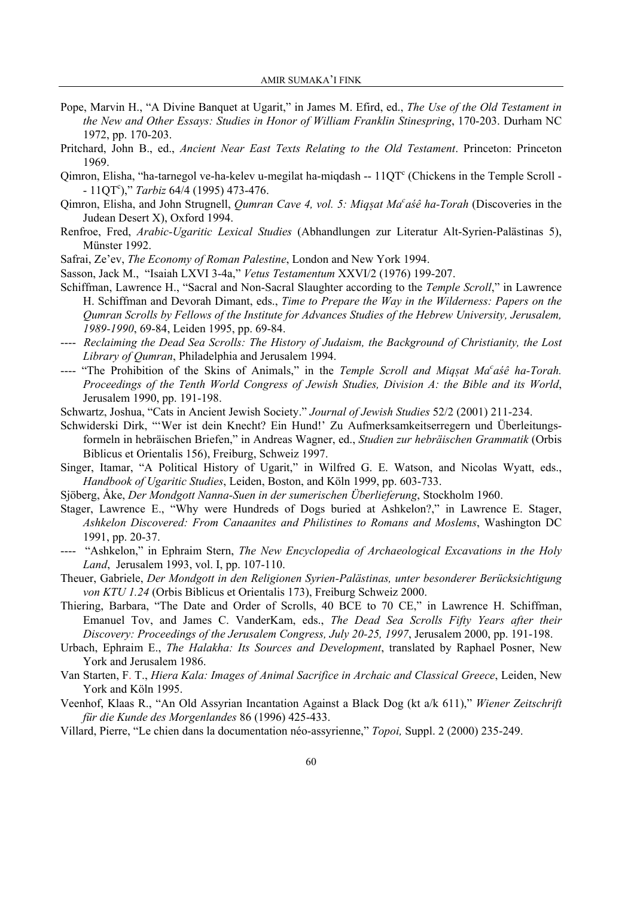Pope, Marvin H., "A Divine Banquet at Ugarit," in James M. Efird, ed., *The Use of the Old Testament in the New and Other Essays: Studies in Honor of William Franklin Stinespring*, 170-203. Durham NC 1972, pp. 170-203.

Pritchard, John B., ed., *Ancient Near East Texts Relating to the Old Testament*. Princeton: Princeton 1969.

Qimron, Elisha, "ha-tarnegol ve-ha-kelev u-megilat ha-miqdash -- 11QT[c] (Chickens in the Temple Scroll -- 11QT[c])," *Tarbiz* 64/4 (1995) 473-476.

Qimron, Elisha, and John Strugnell, *Qumran Cave 4, vol. 5: Miqṣat Maᶜaśê ha-Torah* (Discoveries in the Judean Desert X), Oxford 1994.

Renfroe, Fred, *Arabic-Ugaritic Lexical Studies* (Abhandlungen zur Literatur Alt-Syrien-Palästinas 5), Münster 1992.

Safrai, Ze'ev, *The Economy of Roman Palestine*, London and New York 1994.

Sasson, Jack M., "Isaiah LXVI 3-4a," *Vetus Testamentum* XXVI/2 (1976) 199-207.

Schiffman, Lawrence H., "Sacral and Non-Sacral Slaughter according to the *Temple Scroll*," in Lawrence H. Schiffman and Devorah Dimant, eds., *Time to Prepare the Way in the Wilderness: Papers on the Qumran Scrolls by Fellows of the Institute for Advances Studies of the Hebrew University, Jerusalem, 1989-1990*, 69-84, Leiden 1995, pp. 69-84.

---- *Reclaiming the Dead Sea Scrolls: The History of Judaism, the Background of Christianity, the Lost Library of Qumran*, Philadelphia and Jerusalem 1994.

---- "The Prohibition of the Skins of Animals," in the *Temple Scroll and Miqṣat Maᶜaśê ha-Torah. Proceedings of the Tenth World Congress of Jewish Studies, Division A: the Bible and its World*, Jerusalem 1990, pp. 191-198.

Schwartz, Joshua, "Cats in Ancient Jewish Society." *Journal of Jewish Studies* 52/2 (2001) 211-234.

Schwiderski Dirk, "'Wer ist dein Knecht? Ein Hund!' Zu Aufmerksamkeitserregern und Überleitungsformeln in hebräischen Briefen," in Andreas Wagner, ed., *Studien zur hebräischen Grammatik* (Orbis Biblicus et Orientalis 156), Freiburg, Schweiz 1997.

Singer, Itamar, "A Political History of Ugarit," in Wilfred G. E. Watson, and Nicolas Wyatt, eds., *Handbook of Ugaritic Studies*, Leiden, Boston, and Köln 1999, pp. 603-733.

Sjöberg, Åke, *Der Mondgott Nanna-Suen in der sumerischen Überlieferung*, Stockholm 1960.

Stager, Lawrence E., "Why were Hundreds of Dogs buried at Ashkelon?," in Lawrence E. Stager, *Ashkelon Discovered: From Canaanites and Philistines to Romans and Moslems*, Washington DC 1991, pp. 20-37.

---- "Ashkelon," in Ephraim Stern, *The New Encyclopedia of Archaeological Excavations in the Holy Land*, Jerusalem 1993, vol. I, pp. 107-110.

Theuer, Gabriele, *Der Mondgott in den Religionen Syrien-Palästinas, unter besonderer Berücksichtigung von KTU 1.24* (Orbis Biblicus et Orientalis 173), Freiburg Schweiz 2000.

Thiering, Barbara, "The Date and Order of Scrolls, 40 BCE to 70 CE," in Lawrence H. Schiffman, Emanuel Tov, and James C. VanderKam, eds., *The Dead Sea Scrolls Fifty Years after their Discovery: Proceedings of the Jerusalem Congress, July 20-25, 1997*, Jerusalem 2000, pp. 191-198.

Urbach, Ephraim E., *The Halakha: Its Sources and Development*, translated by Raphael Posner, New York and Jerusalem 1986.

Van Starten, F. T., *Hiera Kala: Images of Animal Sacrifice in Archaic and Classical Greece*, Leiden, New York and Köln 1995.

Veenhof, Klaas R., "An Old Assyrian Incantation Against a Black Dog (kt a/k 611)," *Wiener Zeitschrift für die Kunde des Morgenlandes* 86 (1996) 425-433.

Villard, Pierre, "Le chien dans la documentation néo-assyrienne," *Topoi,* Suppl. 2 (2000) 235-249.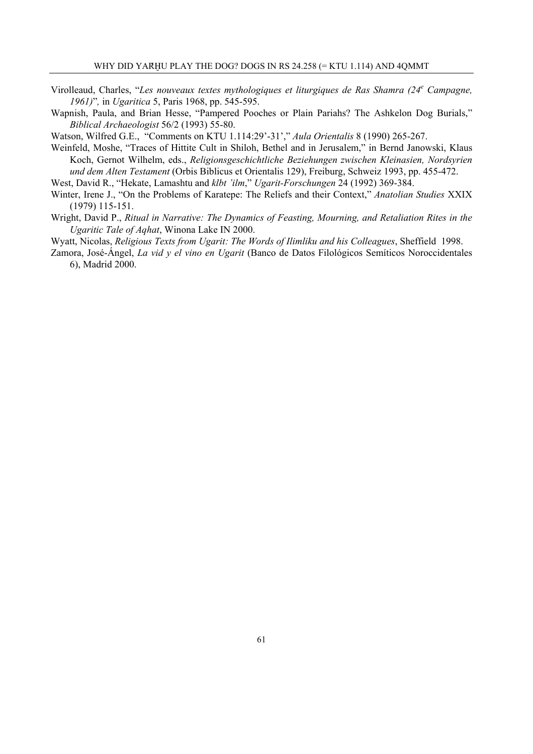Virolleaud, Charles, "*Les nouveaux textes mythologiques et liturgiques de Ras Shamra (24e Campagne, 1961)*", in *Ugaritica* 5, Paris 1968, pp. 545-595.

Wapnish, Paula, and Brian Hesse, "Pampered Pooches or Plain Pariahs? The Ashkelon Dog Burials," *Biblical Archaeologist* 56/2 (1993) 55-80.

Watson, Wilfred G.E., "Comments on KTU 1.114:29'-31'," *Aula Orientalis* 8 (1990) 265-267.

Weinfeld, Moshe, "Traces of Hittite Cult in Shiloh, Bethel and in Jerusalem," in Bernd Janowski, Klaus Koch, Gernot Wilhelm, eds., *Religionsgeschichtliche Beziehungen zwischen Kleinasien, Nordsyrien und dem Alten Testament* (Orbis Biblicus et Orientalis 129), Freiburg, Schweiz 1993, pp. 455-472.

West, David R., "Hekate, Lamashtu and *klbt 'ilm*," *Ugarit-Forschungen* 24 (1992) 369-384.

Winter, Irene J., "On the Problems of Karatepe: The Reliefs and their Context," *Anatolian Studies* XXIX (1979) 115-151.

Wright, David P., *Ritual in Narrative: The Dynamics of Feasting, Mourning, and Retaliation Rites in the Ugaritic Tale of Aqhat*, Winona Lake IN 2000.

Wyatt, Nicolas, *Religious Texts from Ugarit: The Words of Ilimliku and his Colleagues*, Sheffield 1998.

Zamora, José-Ángel, *La vid y el vino en Ugarit* (Banco de Datos Filológicos Semíticos Noroccidentales 6), Madrid 2000.